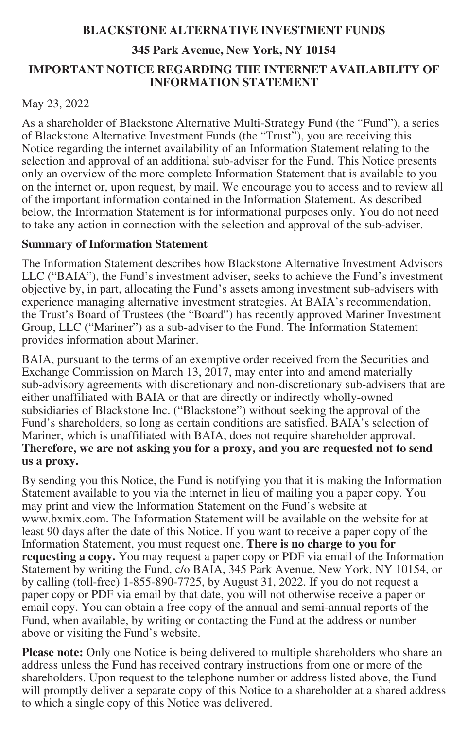# BLACKSTONE ALTERNATIVE INVESTMENT FUNDS

## 345 Park Avenue, New York, NY 10154

## IMPORTANT NOTICE REGARDING THE INTERNET AVAILABILITY OF INFORMATION STATEMENT

May 23, 2022

As a shareholder of Blackstone Alternative Multi-Strategy Fund (the "Fund"), a series of Blackstone Alternative Investment Funds (the "Trust"), you are receiving this Notice regarding the internet availability of an Information Statement relating to the selection and approval of an additional sub-adviser for the Fund. This Notice presents only an overview of the more complete Information Statement that is available to you on the internet or, upon request, by mail. We encourage you to access and to review all of the important information contained in the Information Statement. As described below, the Information Statement is for informational purposes only. You do not need to take any action in connection with the selection and approval of the sub-adviser.

**Summary of Information Statement**

The Information Statement describes how Blackstone Alternative Investment Advisors LLC ("BAIA"), the Fund's investment adviser, seeks to achieve the Fund's investment objective by, in part, allocating the Fund's assets among investment sub-advisers with experience managing alternative investment strategies. At BAIA's recommendation, the Trust's Board of Trustees (the "Board") has recently approved Mariner Investment Group, LLC ("Mariner") as a sub-adviser to the Fund. The Information Statement provides information about Mariner.

BAIA, pursuant to the terms of an exemptive order received from the Securities and Exchange Commission on March 13, 2017, may enter into and amend materially sub-advisory agreements with discretionary and non-discretionary sub-advisers that are either unaffiliated with BAIA or that are directly or indirectly wholly-owned subsidiaries of Blackstone Inc. ("Blackstone") without seeking the approval of the Fund's shareholders, so long as certain conditions are satisfied. BAIA's selection of Mariner, which is unaffiliated with BAIA, does not require shareholder approval. **Therefore, we are not asking you for a proxy, and you are requested not to send us a proxy.**

By sending you this Notice, the Fund is notifying you that it is making the Information Statement available to you via the internet in lieu of mailing you a paper copy. You may print and view the Information Statement on the Fund's website at www.bxmix.com. The Information Statement will be available on the website for at least 90 days after the date of this Notice. If you want to receive a paper copy of the Information Statement, you must request one. **There is no charge to you for requesting a copy.** You may request a paper copy or PDF via email of the Information Statement by writing the Fund, c/o BAIA, 345 Park Avenue, New York, NY 10154, or by calling (toll-free) 1-855-890-7725, by August 31, 2022. If you do not request a paper copy or PDF via email by that date, you will not otherwise receive a paper or email copy. You can obtain a free copy of the annual and semi-annual reports of the Fund, when available, by writing or contacting the Fund at the address or number above or visiting the Fund's website.

**Please note:** Only one Notice is being delivered to multiple shareholders who share an address unless the Fund has received contrary instructions from one or more of the shareholders. Upon request to the telephone number or address listed above, the Fund will promptly deliver a separate copy of this Notice to a shareholder at a shared address to which a single copy of this Notice was delivered.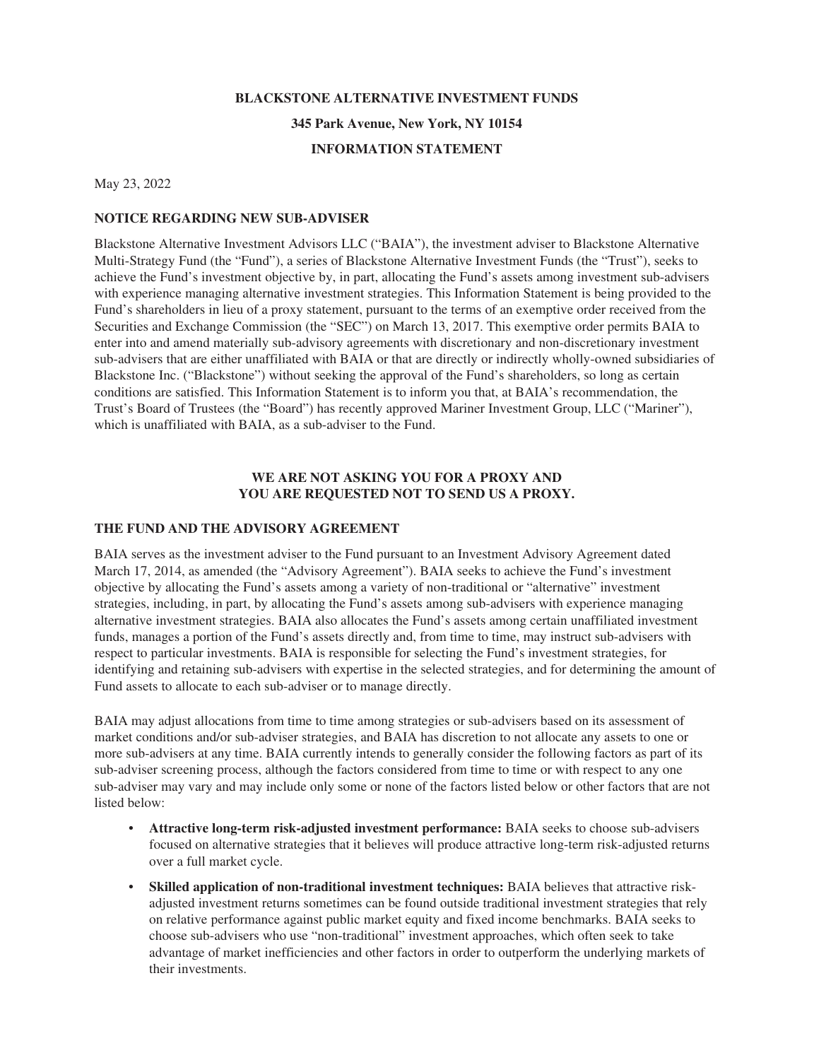**BLACKSTONE ALTERNATIVE INVESTMENT FUNDS**

**345 Park Avenue, New York, NY 10154**

**INFORMATION STATEMENT**

May 23, 2022

**NOTICE REGARDING NEW SUB-ADVISER**

Blackstone Alternative Investment Advisors LLC ("BAIA"), the investment adviser to Blackstone Alternative Multi-Strategy Fund (the "Fund"), a series of Blackstone Alternative Investment Funds (the "Trust"), seeks to achieve the Fund's investment objective by, in part, allocating the Fund's assets among investment sub-advisers with experience managing alternative investment strategies. This Information Statement is being provided to the Fund's shareholders in lieu of a proxy statement, pursuant to the terms of an exemptive order received from the Securities and Exchange Commission (the "SEC") on March 13, 2017. This exemptive order permits BAIA to enter into and amend materially sub-advisory agreements with discretionary and non-discretionary investment sub-advisers that are either unaffiliated with BAIA or that are directly or indirectly wholly-owned subsidiaries of Blackstone Inc. ("Blackstone") without seeking the approval of the Fund's shareholders, so long as certain conditions are satisfied. This Information Statement is to inform you that, at BAIA's recommendation, the Trust's Board of Trustees (the "Board") has recently approved Mariner Investment Group, LLC ("Mariner"), which is unaffiliated with BAIA, as a sub-adviser to the Fund.

**WE ARE NOT ASKING YOU FOR A PROXY AND YOU ARE REQUESTED NOT TO SEND US A PROXY.**

**THE FUND AND THE ADVISORY AGREEMENT**

BAIA serves as the investment adviser to the Fund pursuant to an Investment Advisory Agreement dated March 17, 2014, as amended (the "Advisory Agreement"). BAIA seeks to achieve the Fund's investment objective by allocating the Fund's assets among a variety of non-traditional or "alternative" investment strategies, including, in part, by allocating the Fund's assets among sub-advisers with experience managing alternative investment strategies. BAIA also allocates the Fund's assets among certain unaffiliated investment funds, manages a portion of the Fund's assets directly and, from time to time, may instruct sub-advisers with respect to particular investments. BAIA is responsible for selecting the Fund's investment strategies, for identifying and retaining sub-advisers with expertise in the selected strategies, and for determining the amount of Fund assets to allocate to each sub-adviser or to manage directly.

BAIA may adjust allocations from time to time among strategies or sub-advisers based on its assessment of market conditions and/or sub-adviser strategies, and BAIA has discretion to not allocate any assets to one or more sub-advisers at any time. BAIA currently intends to generally consider the following factors as part of its sub-adviser screening process, although the factors considered from time to time or with respect to any one sub-adviser may vary and may include only some or none of the factors listed below or other factors that are not listed below:

- **Attractive long-term risk-adjusted investment performance:** BAIA seeks to choose sub-advisers focused on alternative strategies that it believes will produce attractive long-term risk-adjusted returns over a full market cycle.
- **Skilled application of non-traditional investment techniques:** BAIA believes that attractive risk-adjusted investment returns sometimes can be found outside traditional investment strategies that rely on relative performance against public market equity and fixed income benchmarks. BAIA seeks to choose sub-advisers who use "non-traditional" investment approaches, which often seek to take advantage of market inefficiencies and other factors in order to outperform the underlying markets of their investments.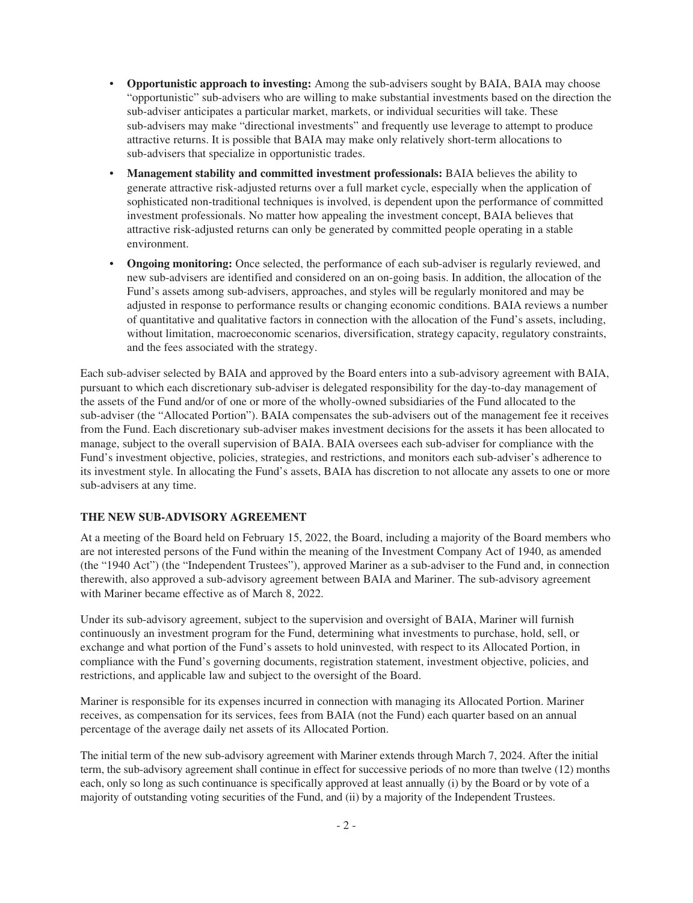- **Opportunistic approach to investing:** Among the sub-advisers sought by BAIA, BAIA may choose "opportunistic" sub-advisers who are willing to make substantial investments based on the direction the sub-adviser anticipates a particular market, markets, or individual securities will take. These sub-advisers may make "directional investments" and frequently use leverage to attempt to produce attractive returns. It is possible that BAIA may make only relatively short-term allocations to sub-advisers that specialize in opportunistic trades.
- **Management stability and committed investment professionals:** BAIA believes the ability to generate attractive risk-adjusted returns over a full market cycle, especially when the application of sophisticated non-traditional techniques is involved, is dependent upon the performance of committed investment professionals. No matter how appealing the investment concept, BAIA believes that attractive risk-adjusted returns can only be generated by committed people operating in a stable environment.
- **Ongoing monitoring:** Once selected, the performance of each sub-adviser is regularly reviewed, and new sub-advisers are identified and considered on an on-going basis. In addition, the allocation of the Fund's assets among sub-advisers, approaches, and styles will be regularly monitored and may be adjusted in response to performance results or changing economic conditions. BAIA reviews a number of quantitative and qualitative factors in connection with the allocation of the Fund's assets, including, without limitation, macroeconomic scenarios, diversification, strategy capacity, regulatory constraints, and the fees associated with the strategy.

Each sub-adviser selected by BAIA and approved by the Board enters into a sub-advisory agreement with BAIA, pursuant to which each discretionary sub-adviser is delegated responsibility for the day-to-day management of the assets of the Fund and/or of one or more of the wholly-owned subsidiaries of the Fund allocated to the sub-adviser (the "Allocated Portion"). BAIA compensates the sub-advisers out of the management fee it receives from the Fund. Each discretionary sub-adviser makes investment decisions for the assets it has been allocated to manage, subject to the overall supervision of BAIA. BAIA oversees each sub-adviser for compliance with the Fund's investment objective, policies, strategies, and restrictions, and monitors each sub-adviser's adherence to its investment style. In allocating the Fund's assets, BAIA has discretion to not allocate any assets to one or more sub-advisers at any time.

## THE NEW SUB-ADVISORY AGREEMENT

At a meeting of the Board held on February 15, 2022, the Board, including a majority of the Board members who are not interested persons of the Fund within the meaning of the Investment Company Act of 1940, as amended (the "1940 Act") (the "Independent Trustees"), approved Mariner as a sub-adviser to the Fund and, in connection therewith, also approved a sub-advisory agreement between BAIA and Mariner. The sub-advisory agreement with Mariner became effective as of March 8, 2022.

Under its sub-advisory agreement, subject to the supervision and oversight of BAIA, Mariner will furnish continuously an investment program for the Fund, determining what investments to purchase, hold, sell, or exchange and what portion of the Fund's assets to hold uninvested, with respect to its Allocated Portion, in compliance with the Fund's governing documents, registration statement, investment objective, policies, and restrictions, and applicable law and subject to the oversight of the Board.

Mariner is responsible for its expenses incurred in connection with managing its Allocated Portion. Mariner receives, as compensation for its services, fees from BAIA (not the Fund) each quarter based on an annual percentage of the average daily net assets of its Allocated Portion.

The initial term of the new sub-advisory agreement with Mariner extends through March 7, 2024. After the initial term, the sub-advisory agreement shall continue in effect for successive periods of no more than twelve (12) months each, only so long as such continuance is specifically approved at least annually (i) by the Board or by vote of a majority of outstanding voting securities of the Fund, and (ii) by a majority of the Independent Trustees.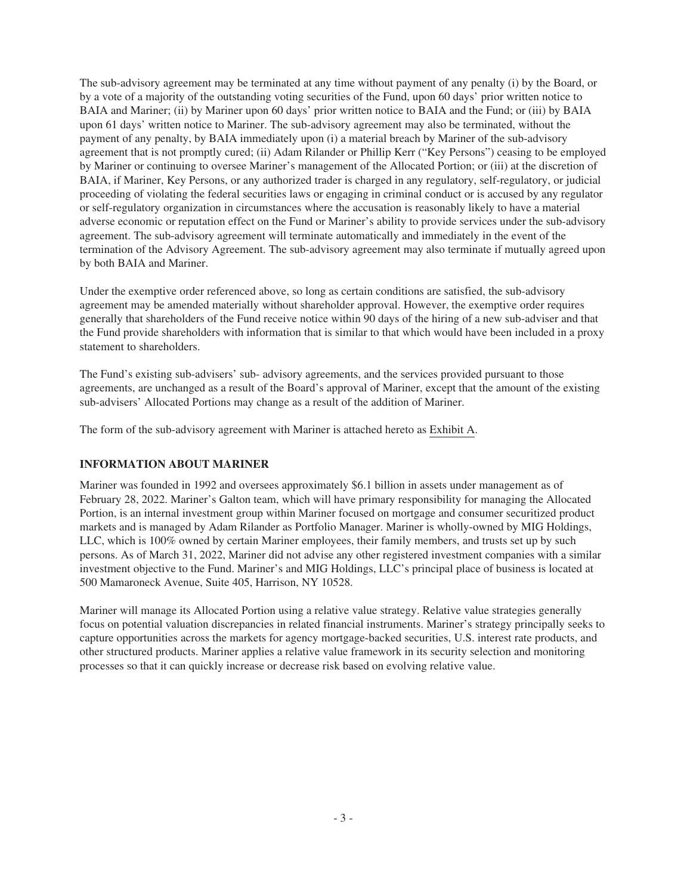The sub-advisory agreement may be terminated at any time without payment of any penalty (i) by the Board, or by a vote of a majority of the outstanding voting securities of the Fund, upon 60 days' prior written notice to BAIA and Mariner; (ii) by Mariner upon 60 days' prior written notice to BAIA and the Fund; or (iii) by BAIA upon 61 days' written notice to Mariner. The sub-advisory agreement may also be terminated, without the payment of any penalty, by BAIA immediately upon (i) a material breach by Mariner of the sub-advisory agreement that is not promptly cured; (ii) Adam Rilander or Phillip Kerr ("Key Persons") ceasing to be employed by Mariner or continuing to oversee Mariner's management of the Allocated Portion; or (iii) at the discretion of BAIA, if Mariner, Key Persons, or any authorized trader is charged in any regulatory, self-regulatory, or judicial proceeding of violating the federal securities laws or engaging in criminal conduct or is accused by any regulator or self-regulatory organization in circumstances where the accusation is reasonably likely to have a material adverse economic or reputation effect on the Fund or Mariner's ability to provide services under the sub-advisory agreement. The sub-advisory agreement will terminate automatically and immediately in the event of the termination of the Advisory Agreement. The sub-advisory agreement may also terminate if mutually agreed upon by both BAIA and Mariner.

Under the exemptive order referenced above, so long as certain conditions are satisfied, the sub-advisory agreement may be amended materially without shareholder approval. However, the exemptive order requires generally that shareholders of the Fund receive notice within 90 days of the hiring of a new sub-adviser and that the Fund provide shareholders with information that is similar to that which would have been included in a proxy statement to shareholders.

The Fund's existing sub-advisers' sub- advisory agreements, and the services provided pursuant to those agreements, are unchanged as a result of the Board's approval of Mariner, except that the amount of the existing sub-advisers' Allocated Portions may change as a result of the addition of Mariner.

The form of the sub-advisory agreement with Mariner is attached hereto as Exhibit A.

## INFORMATION ABOUT MARINER

Mariner was founded in 1992 and oversees approximately $6.1 billion in assets under management as of February 28, 2022. Mariner's Galton team, which will have primary responsibility for managing the Allocated Portion, is an internal investment group within Mariner focused on mortgage and consumer securitized product markets and is managed by Adam Rilander as Portfolio Manager. Mariner is wholly-owned by MIG Holdings, LLC, which is 100% owned by certain Mariner employees, their family members, and trusts set up by such persons. As of March 31, 2022, Mariner did not advise any other registered investment companies with a similar investment objective to the Fund. Mariner's and MIG Holdings, LLC's principal place of business is located at 500 Mamaroneck Avenue, Suite 405, Harrison, NY 10528.

Mariner will manage its Allocated Portion using a relative value strategy. Relative value strategies generally focus on potential valuation discrepancies in related financial instruments. Mariner's strategy principally seeks to capture opportunities across the markets for agency mortgage-backed securities, U.S. interest rate products, and other structured products. Mariner applies a relative value framework in its security selection and monitoring processes so that it can quickly increase or decrease risk based on evolving relative value.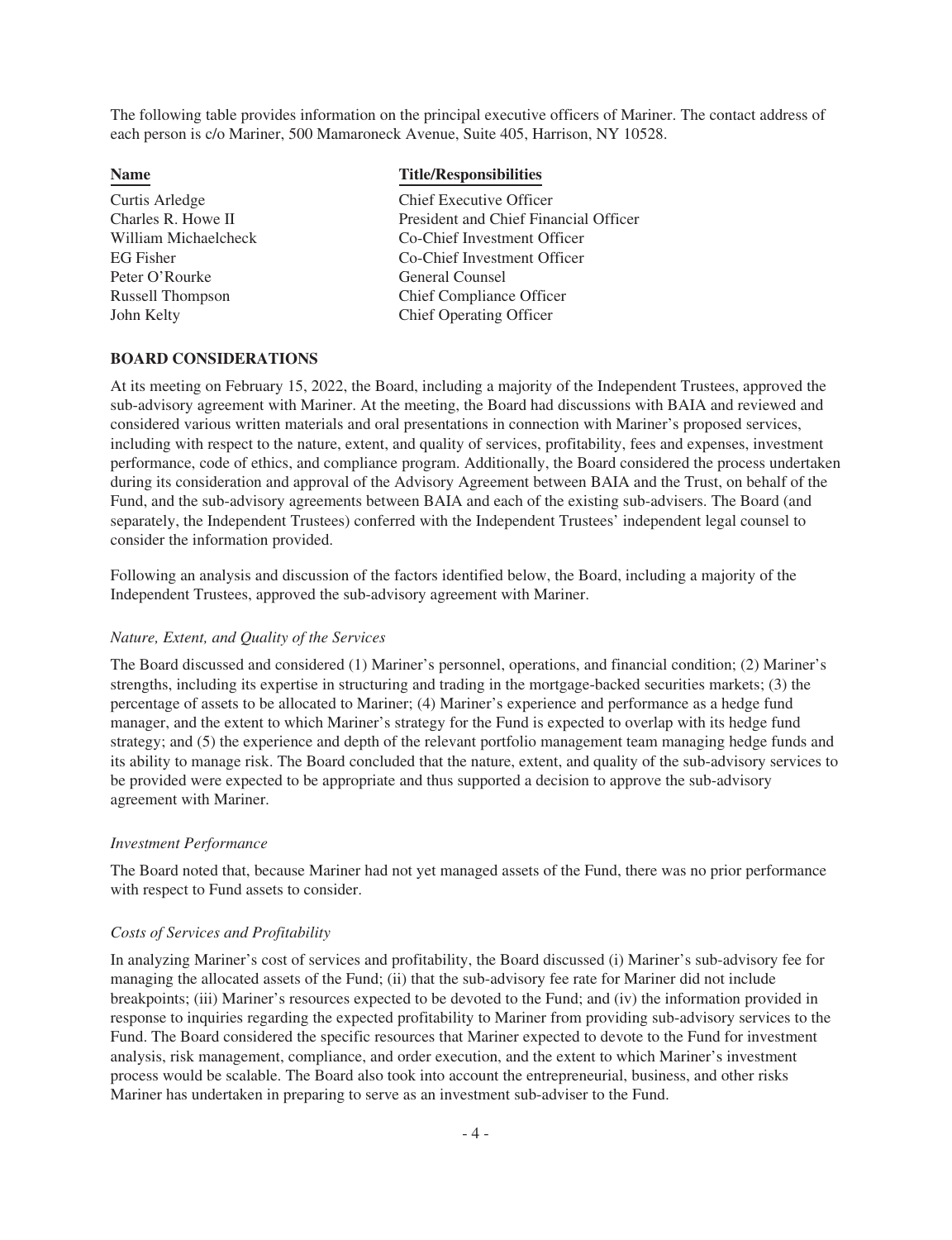The following table provides information on the principal executive officers of Mariner. The contact address of each person is c/o Mariner, 500 Mamaroneck Avenue, Suite 405, Harrison, NY 10528.

| Name | Title/Responsibilities |
| --- | --- |
| Curtis Arledge | Chief Executive Officer |
| Charles R. Howe II | President and Chief Financial Officer |
| William Michaelcheck | Co-Chief Investment Officer |
| EG Fisher | Co-Chief Investment Officer |
| Peter O'Rourke | General Counsel |
| Russell Thompson | Chief Compliance Officer |
| John Kelty | Chief Operating Officer |

## BOARD CONSIDERATIONS

At its meeting on February 15, 2022, the Board, including a majority of the Independent Trustees, approved the sub-advisory agreement with Mariner. At the meeting, the Board had discussions with BAIA and reviewed and considered various written materials and oral presentations in connection with Mariner's proposed services, including with respect to the nature, extent, and quality of services, profitability, fees and expenses, investment performance, code of ethics, and compliance program. Additionally, the Board considered the process undertaken during its consideration and approval of the Advisory Agreement between BAIA and the Trust, on behalf of the Fund, and the sub-advisory agreements between BAIA and each of the existing sub-advisers. The Board (and separately, the Independent Trustees) conferred with the Independent Trustees' independent legal counsel to consider the information provided.

Following an analysis and discussion of the factors identified below, the Board, including a majority of the Independent Trustees, approved the sub-advisory agreement with Mariner.

*Nature, Extent, and Quality of the Services*

The Board discussed and considered (1) Mariner's personnel, operations, and financial condition; (2) Mariner's strengths, including its expertise in structuring and trading in the mortgage-backed securities markets; (3) the percentage of assets to be allocated to Mariner; (4) Mariner's experience and performance as a hedge fund manager, and the extent to which Mariner's strategy for the Fund is expected to overlap with its hedge fund strategy; and (5) the experience and depth of the relevant portfolio management team managing hedge funds and its ability to manage risk. The Board concluded that the nature, extent, and quality of the sub-advisory services to be provided were expected to be appropriate and thus supported a decision to approve the sub-advisory agreement with Mariner.

*Investment Performance*

The Board noted that, because Mariner had not yet managed assets of the Fund, there was no prior performance with respect to Fund assets to consider.

*Costs of Services and Profitability*

In analyzing Mariner's cost of services and profitability, the Board discussed (i) Mariner's sub-advisory fee for managing the allocated assets of the Fund; (ii) that the sub-advisory fee rate for Mariner did not include breakpoints; (iii) Mariner's resources expected to be devoted to the Fund; and (iv) the information provided in response to inquiries regarding the expected profitability to Mariner from providing sub-advisory services to the Fund. The Board considered the specific resources that Mariner expected to devote to the Fund for investment analysis, risk management, compliance, and order execution, and the extent to which Mariner's investment process would be scalable. The Board also took into account the entrepreneurial, business, and other risks Mariner has undertaken in preparing to serve as an investment sub-adviser to the Fund.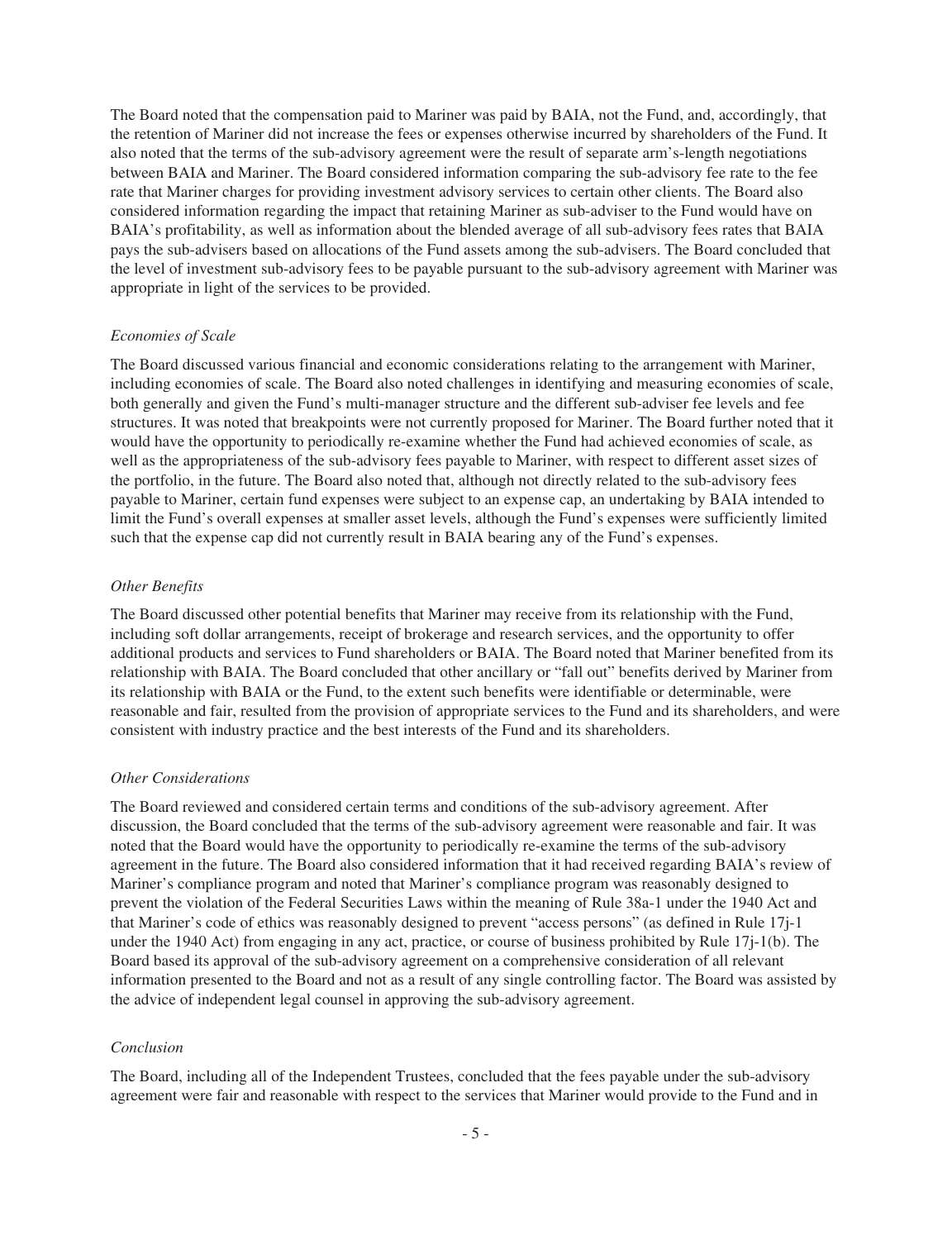The Board noted that the compensation paid to Mariner was paid by BAIA, not the Fund, and, accordingly, that the retention of Mariner did not increase the fees or expenses otherwise incurred by shareholders of the Fund. It also noted that the terms of the sub-advisory agreement were the result of separate arm's-length negotiations between BAIA and Mariner. The Board considered information comparing the sub-advisory fee rate to the fee rate that Mariner charges for providing investment advisory services to certain other clients. The Board also considered information regarding the impact that retaining Mariner as sub-adviser to the Fund would have on BAIA's profitability, as well as information about the blended average of all sub-advisory fees rates that BAIA pays the sub-advisers based on allocations of the Fund assets among the sub-advisers. The Board concluded that the level of investment sub-advisory fees to be payable pursuant to the sub-advisory agreement with Mariner was appropriate in light of the services to be provided.

*Economies of Scale*

The Board discussed various financial and economic considerations relating to the arrangement with Mariner, including economies of scale. The Board also noted challenges in identifying and measuring economies of scale, both generally and given the Fund's multi-manager structure and the different sub-adviser fee levels and fee structures. It was noted that breakpoints were not currently proposed for Mariner. The Board further noted that it would have the opportunity to periodically re-examine whether the Fund had achieved economies of scale, as well as the appropriateness of the sub-advisory fees payable to Mariner, with respect to different asset sizes of the portfolio, in the future. The Board also noted that, although not directly related to the sub-advisory fees payable to Mariner, certain fund expenses were subject to an expense cap, an undertaking by BAIA intended to limit the Fund's overall expenses at smaller asset levels, although the Fund's expenses were sufficiently limited such that the expense cap did not currently result in BAIA bearing any of the Fund's expenses.

*Other Benefits*

The Board discussed other potential benefits that Mariner may receive from its relationship with the Fund, including soft dollar arrangements, receipt of brokerage and research services, and the opportunity to offer additional products and services to Fund shareholders or BAIA. The Board noted that Mariner benefited from its relationship with BAIA. The Board concluded that other ancillary or "fall out" benefits derived by Mariner from its relationship with BAIA or the Fund, to the extent such benefits were identifiable or determinable, were reasonable and fair, resulted from the provision of appropriate services to the Fund and its shareholders, and were consistent with industry practice and the best interests of the Fund and its shareholders.

*Other Considerations*

The Board reviewed and considered certain terms and conditions of the sub-advisory agreement. After discussion, the Board concluded that the terms of the sub-advisory agreement were reasonable and fair. It was noted that the Board would have the opportunity to periodically re-examine the terms of the sub-advisory agreement in the future. The Board also considered information that it had received regarding BAIA's review of Mariner's compliance program and noted that Mariner's compliance program was reasonably designed to prevent the violation of the Federal Securities Laws within the meaning of Rule 38a-1 under the 1940 Act and that Mariner's code of ethics was reasonably designed to prevent "access persons" (as defined in Rule 17j-1 under the 1940 Act) from engaging in any act, practice, or course of business prohibited by Rule 17j-1(b). The Board based its approval of the sub-advisory agreement on a comprehensive consideration of all relevant information presented to the Board and not as a result of any single controlling factor. The Board was assisted by the advice of independent legal counsel in approving the sub-advisory agreement.

*Conclusion*

The Board, including all of the Independent Trustees, concluded that the fees payable under the sub-advisory agreement were fair and reasonable with respect to the services that Mariner would provide to the Fund and in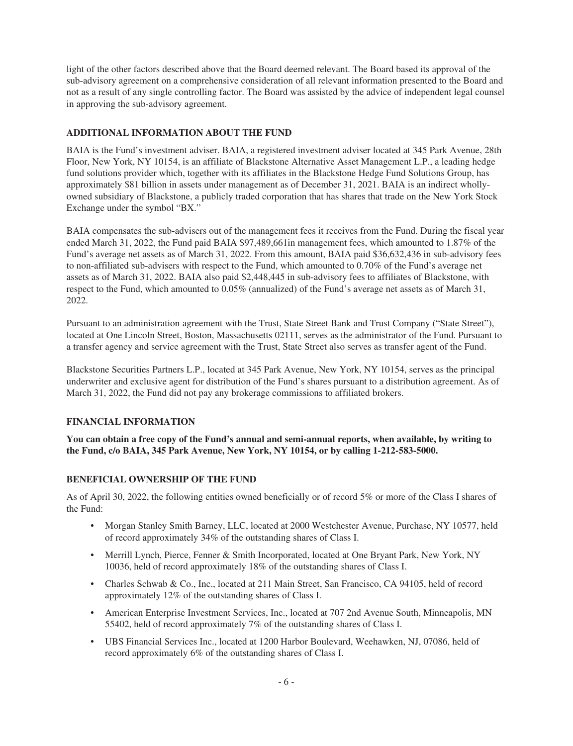light of the other factors described above that the Board deemed relevant. The Board based its approval of the sub-advisory agreement on a comprehensive consideration of all relevant information presented to the Board and not as a result of any single controlling factor. The Board was assisted by the advice of independent legal counsel in approving the sub-advisory agreement.

## ADDITIONAL INFORMATION ABOUT THE FUND

BAIA is the Fund's investment adviser. BAIA, a registered investment adviser located at 345 Park Avenue, 28th Floor, New York, NY 10154, is an affiliate of Blackstone Alternative Asset Management L.P., a leading hedge fund solutions provider which, together with its affiliates in the Blackstone Hedge Fund Solutions Group, has approximately \$81 billion in assets under management as of December 31, 2021. BAIA is an indirect wholly-owned subsidiary of Blackstone, a publicly traded corporation that has shares that trade on the New York Stock Exchange under the symbol "BX."

BAIA compensates the sub-advisers out of the management fees it receives from the Fund. During the fiscal year ended March 31, 2022, the Fund paid BAIA \$97,489,661in management fees, which amounted to 1.87% of the Fund's average net assets as of March 31, 2022. From this amount, BAIA paid \$36,632,436 in sub-advisory fees to non-affiliated sub-advisers with respect to the Fund, which amounted to 0.70% of the Fund's average net assets as of March 31, 2022. BAIA also paid \$2,448,445 in sub-advisory fees to affiliates of Blackstone, with respect to the Fund, which amounted to 0.05% (annualized) of the Fund's average net assets as of March 31, 2022.

Pursuant to an administration agreement with the Trust, State Street Bank and Trust Company ("State Street"), located at One Lincoln Street, Boston, Massachusetts 02111, serves as the administrator of the Fund. Pursuant to a transfer agency and service agreement with the Trust, State Street also serves as transfer agent of the Fund.

Blackstone Securities Partners L.P., located at 345 Park Avenue, New York, NY 10154, serves as the principal underwriter and exclusive agent for distribution of the Fund's shares pursuant to a distribution agreement. As of March 31, 2022, the Fund did not pay any brokerage commissions to affiliated brokers.

## FINANCIAL INFORMATION

**You can obtain a free copy of the Fund's annual and semi-annual reports, when available, by writing to the Fund, c/o BAIA, 345 Park Avenue, New York, NY 10154, or by calling 1-212-583-5000.**

## BENEFICIAL OWNERSHIP OF THE FUND

As of April 30, 2022, the following entities owned beneficially or of record 5% or more of the Class I shares of the Fund:

- Morgan Stanley Smith Barney, LLC, located at 2000 Westchester Avenue, Purchase, NY 10577, held of record approximately 34% of the outstanding shares of Class I.
- Merrill Lynch, Pierce, Fenner & Smith Incorporated, located at One Bryant Park, New York, NY 10036, held of record approximately 18% of the outstanding shares of Class I.
- Charles Schwab & Co., Inc., located at 211 Main Street, San Francisco, CA 94105, held of record approximately 12% of the outstanding shares of Class I.
- American Enterprise Investment Services, Inc., located at 707 2nd Avenue South, Minneapolis, MN 55402, held of record approximately 7% of the outstanding shares of Class I.
- UBS Financial Services Inc., located at 1200 Harbor Boulevard, Weehawken, NJ, 07086, held of record approximately 6% of the outstanding shares of Class I.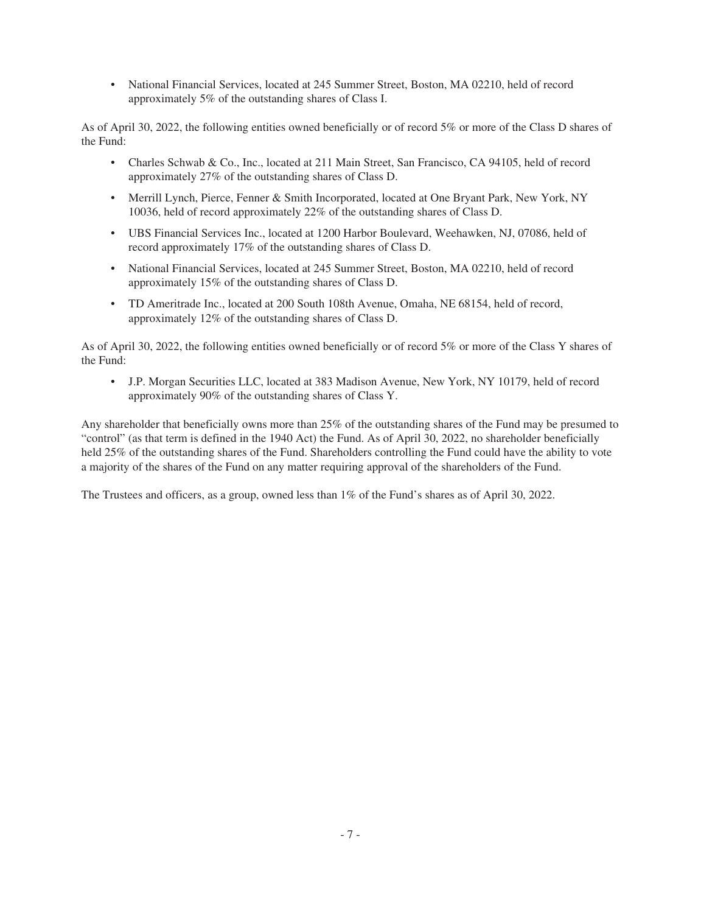- National Financial Services, located at 245 Summer Street, Boston, MA 02210, held of record approximately 5% of the outstanding shares of Class I.

As of April 30, 2022, the following entities owned beneficially or of record 5% or more of the Class D shares of the Fund:

- Charles Schwab & Co., Inc., located at 211 Main Street, San Francisco, CA 94105, held of record approximately 27% of the outstanding shares of Class D.
- Merrill Lynch, Pierce, Fenner & Smith Incorporated, located at One Bryant Park, New York, NY 10036, held of record approximately 22% of the outstanding shares of Class D.
- UBS Financial Services Inc., located at 1200 Harbor Boulevard, Weehawken, NJ, 07086, held of record approximately 17% of the outstanding shares of Class D.
- National Financial Services, located at 245 Summer Street, Boston, MA 02210, held of record approximately 15% of the outstanding shares of Class D.
- TD Ameritrade Inc., located at 200 South 108th Avenue, Omaha, NE 68154, held of record, approximately 12% of the outstanding shares of Class D.

As of April 30, 2022, the following entities owned beneficially or of record 5% or more of the Class Y shares of the Fund:

- J.P. Morgan Securities LLC, located at 383 Madison Avenue, New York, NY 10179, held of record approximately 90% of the outstanding shares of Class Y.

Any shareholder that beneficially owns more than 25% of the outstanding shares of the Fund may be presumed to "control" (as that term is defined in the 1940 Act) the Fund. As of April 30, 2022, no shareholder beneficially held 25% of the outstanding shares of the Fund. Shareholders controlling the Fund could have the ability to vote a majority of the shares of the Fund on any matter requiring approval of the shareholders of the Fund.

The Trustees and officers, as a group, owned less than 1% of the Fund's shares as of April 30, 2022.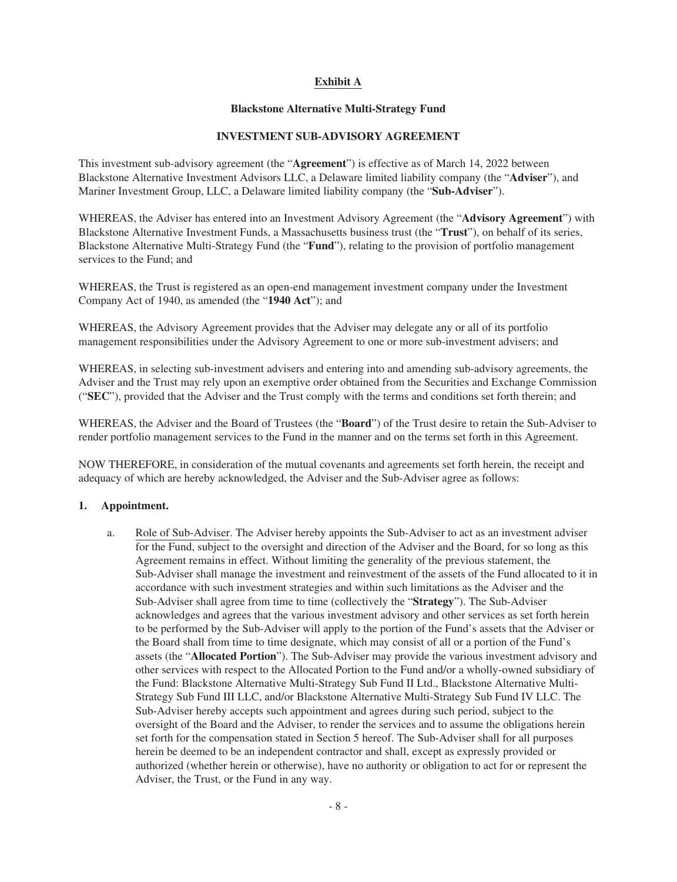**Exhibit A**

**Blackstone Alternative Multi-Strategy Fund**

**INVESTMENT SUB-ADVISORY AGREEMENT**

This investment sub-advisory agreement (the "**Agreement**") is effective as of March 14, 2022 between Blackstone Alternative Investment Advisors LLC, a Delaware limited liability company (the "**Adviser**"), and Mariner Investment Group, LLC, a Delaware limited liability company (the "**Sub-Adviser**").

WHEREAS, the Adviser has entered into an Investment Advisory Agreement (the "**Advisory Agreement**") with Blackstone Alternative Investment Funds, a Massachusetts business trust (the "**Trust**"), on behalf of its series, Blackstone Alternative Multi-Strategy Fund (the "**Fund**"), relating to the provision of portfolio management services to the Fund; and

WHEREAS, the Trust is registered as an open-end management investment company under the Investment Company Act of 1940, as amended (the "**1940 Act**"); and

WHEREAS, the Advisory Agreement provides that the Adviser may delegate any or all of its portfolio management responsibilities under the Advisory Agreement to one or more sub-investment advisers; and

WHEREAS, in selecting sub-investment advisers and entering into and amending sub-advisory agreements, the Adviser and the Trust may rely upon an exemptive order obtained from the Securities and Exchange Commission ("**SEC**"), provided that the Adviser and the Trust comply with the terms and conditions set forth therein; and

WHEREAS, the Adviser and the Board of Trustees (the "**Board**") of the Trust desire to retain the Sub-Adviser to render portfolio management services to the Fund in the manner and on the terms set forth in this Agreement.

NOW THEREFORE, in consideration of the mutual covenants and agreements set forth herein, the receipt and adequacy of which are hereby acknowledged, the Adviser and the Sub-Adviser agree as follows:

**1. Appointment.**

a. Role of Sub-Adviser. The Adviser hereby appoints the Sub-Adviser to act as an investment adviser for the Fund, subject to the oversight and direction of the Adviser and the Board, for so long as this Agreement remains in effect. Without limiting the generality of the previous statement, the Sub-Adviser shall manage the investment and reinvestment of the assets of the Fund allocated to it in accordance with such investment strategies and within such limitations as the Adviser and the Sub-Adviser shall agree from time to time (collectively the "**Strategy**"). The Sub-Adviser acknowledges and agrees that the various investment advisory and other services as set forth herein to be performed by the Sub-Adviser will apply to the portion of the Fund's assets that the Adviser or the Board shall from time to time designate, which may consist of all or a portion of the Fund's assets (the "**Allocated Portion**"). The Sub-Adviser may provide the various investment advisory and other services with respect to the Allocated Portion to the Fund and/or a wholly-owned subsidiary of the Fund: Blackstone Alternative Multi-Strategy Sub Fund II Ltd., Blackstone Alternative Multi-Strategy Sub Fund III LLC, and/or Blackstone Alternative Multi-Strategy Sub Fund IV LLC. The Sub-Adviser hereby accepts such appointment and agrees during such period, subject to the oversight of the Board and the Adviser, to render the services and to assume the obligations herein set forth for the compensation stated in Section 5 hereof. The Sub-Adviser shall for all purposes herein be deemed to be an independent contractor and shall, except as expressly provided or authorized (whether herein or otherwise), have no authority or obligation to act for or represent the Adviser, the Trust, or the Fund in any way.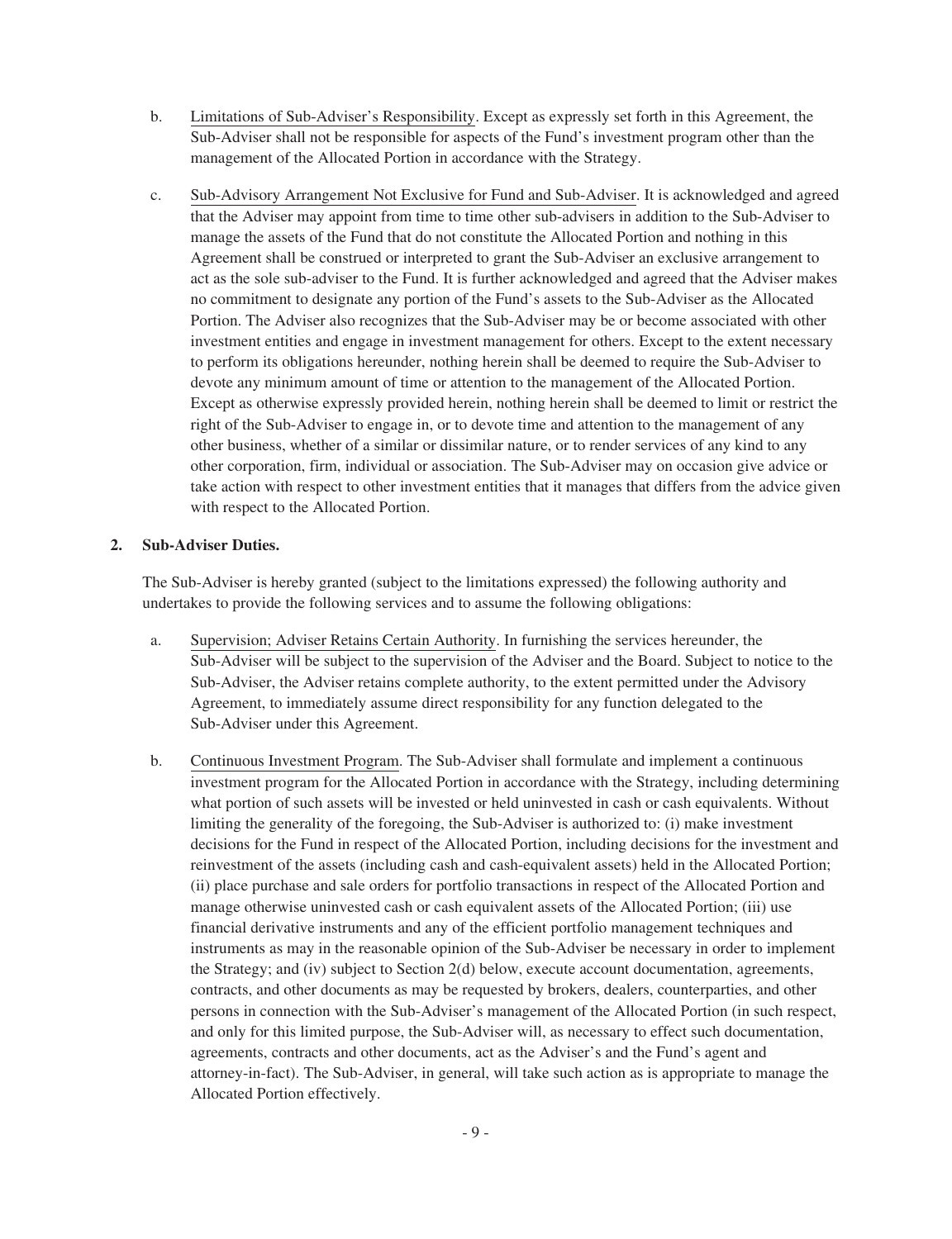b. Limitations of Sub-Adviser's Responsibility. Except as expressly set forth in this Agreement, the Sub-Adviser shall not be responsible for aspects of the Fund's investment program other than the management of the Allocated Portion in accordance with the Strategy.

c. Sub-Advisory Arrangement Not Exclusive for Fund and Sub-Adviser. It is acknowledged and agreed that the Adviser may appoint from time to time other sub-advisers in addition to the Sub-Adviser to manage the assets of the Fund that do not constitute the Allocated Portion and nothing in this Agreement shall be construed or interpreted to grant the Sub-Adviser an exclusive arrangement to act as the sole sub-adviser to the Fund. It is further acknowledged and agreed that the Adviser makes no commitment to designate any portion of the Fund's assets to the Sub-Adviser as the Allocated Portion. The Adviser also recognizes that the Sub-Adviser may be or become associated with other investment entities and engage in investment management for others. Except to the extent necessary to perform its obligations hereunder, nothing herein shall be deemed to require the Sub-Adviser to devote any minimum amount of time or attention to the management of the Allocated Portion. Except as otherwise expressly provided herein, nothing herein shall be deemed to limit or restrict the right of the Sub-Adviser to engage in, or to devote time and attention to the management of any other business, whether of a similar or dissimilar nature, or to render services of any kind to any other corporation, firm, individual or association. The Sub-Adviser may on occasion give advice or take action with respect to other investment entities that it manages that differs from the advice given with respect to the Allocated Portion.

**2. Sub-Adviser Duties.**

The Sub-Adviser is hereby granted (subject to the limitations expressed) the following authority and undertakes to provide the following services and to assume the following obligations:

a. Supervision; Adviser Retains Certain Authority. In furnishing the services hereunder, the Sub-Adviser will be subject to the supervision of the Adviser and the Board. Subject to notice to the Sub-Adviser, the Adviser retains complete authority, to the extent permitted under the Advisory Agreement, to immediately assume direct responsibility for any function delegated to the Sub-Adviser under this Agreement.

b. Continuous Investment Program. The Sub-Adviser shall formulate and implement a continuous investment program for the Allocated Portion in accordance with the Strategy, including determining what portion of such assets will be invested or held uninvested in cash or cash equivalents. Without limiting the generality of the foregoing, the Sub-Adviser is authorized to: (i) make investment decisions for the Fund in respect of the Allocated Portion, including decisions for the investment and reinvestment of the assets (including cash and cash-equivalent assets) held in the Allocated Portion; (ii) place purchase and sale orders for portfolio transactions in respect of the Allocated Portion and manage otherwise uninvested cash or cash equivalent assets of the Allocated Portion; (iii) use financial derivative instruments and any of the efficient portfolio management techniques and instruments as may in the reasonable opinion of the Sub-Adviser be necessary in order to implement the Strategy; and (iv) subject to Section 2(d) below, execute account documentation, agreements, contracts, and other documents as may be requested by brokers, dealers, counterparties, and other persons in connection with the Sub-Adviser's management of the Allocated Portion (in such respect, and only for this limited purpose, the Sub-Adviser will, as necessary to effect such documentation, agreements, contracts and other documents, act as the Adviser's and the Fund's agent and attorney-in-fact). The Sub-Adviser, in general, will take such action as is appropriate to manage the Allocated Portion effectively.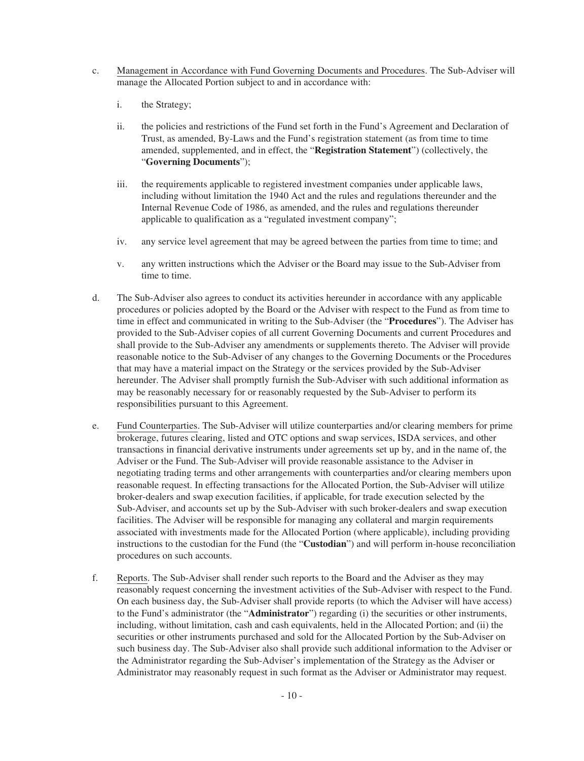c. Management in Accordance with Fund Governing Documents and Procedures. The Sub-Adviser will manage the Allocated Portion subject to and in accordance with:

   i. the Strategy;

   ii. the policies and restrictions of the Fund set forth in the Fund's Agreement and Declaration of Trust, as amended, By-Laws and the Fund's registration statement (as from time to time amended, supplemented, and in effect, the "**Registration Statement**") (collectively, the "**Governing Documents**");

   iii. the requirements applicable to registered investment companies under applicable laws, including without limitation the 1940 Act and the rules and regulations thereunder and the Internal Revenue Code of 1986, as amended, and the rules and regulations thereunder applicable to qualification as a "regulated investment company";

   iv. any service level agreement that may be agreed between the parties from time to time; and

   v. any written instructions which the Adviser or the Board may issue to the Sub-Adviser from time to time.

d. The Sub-Adviser also agrees to conduct its activities hereunder in accordance with any applicable procedures or policies adopted by the Board or the Adviser with respect to the Fund as from time to time in effect and communicated in writing to the Sub-Adviser (the "**Procedures**"). The Adviser has provided to the Sub-Adviser copies of all current Governing Documents and current Procedures and shall provide to the Sub-Adviser any amendments or supplements thereto. The Adviser will provide reasonable notice to the Sub-Adviser of any changes to the Governing Documents or the Procedures that may have a material impact on the Strategy or the services provided by the Sub-Adviser hereunder. The Adviser shall promptly furnish the Sub-Adviser with such additional information as may be reasonably necessary for or reasonably requested by the Sub-Adviser to perform its responsibilities pursuant to this Agreement.

e. Fund Counterparties. The Sub-Adviser will utilize counterparties and/or clearing members for prime brokerage, futures clearing, listed and OTC options and swap services, ISDA services, and other transactions in financial derivative instruments under agreements set up by, and in the name of, the Adviser or the Fund. The Sub-Adviser will provide reasonable assistance to the Adviser in negotiating trading terms and other arrangements with counterparties and/or clearing members upon reasonable request. In effecting transactions for the Allocated Portion, the Sub-Adviser will utilize broker-dealers and swap execution facilities, if applicable, for trade execution selected by the Sub-Adviser, and accounts set up by the Sub-Adviser with such broker-dealers and swap execution facilities. The Adviser will be responsible for managing any collateral and margin requirements associated with investments made for the Allocated Portion (where applicable), including providing instructions to the custodian for the Fund (the "**Custodian**") and will perform in-house reconciliation procedures on such accounts.

f. Reports. The Sub-Adviser shall render such reports to the Board and the Adviser as they may reasonably request concerning the investment activities of the Sub-Adviser with respect to the Fund. On each business day, the Sub-Adviser shall provide reports (to which the Adviser will have access) to the Fund's administrator (the "**Administrator**") regarding (i) the securities or other instruments, including, without limitation, cash and cash equivalents, held in the Allocated Portion; and (ii) the securities or other instruments purchased and sold for the Allocated Portion by the Sub-Adviser on such business day. The Sub-Adviser also shall provide such additional information to the Adviser or the Administrator regarding the Sub-Adviser's implementation of the Strategy as the Adviser or Administrator may reasonably request in such format as the Adviser or Administrator may request.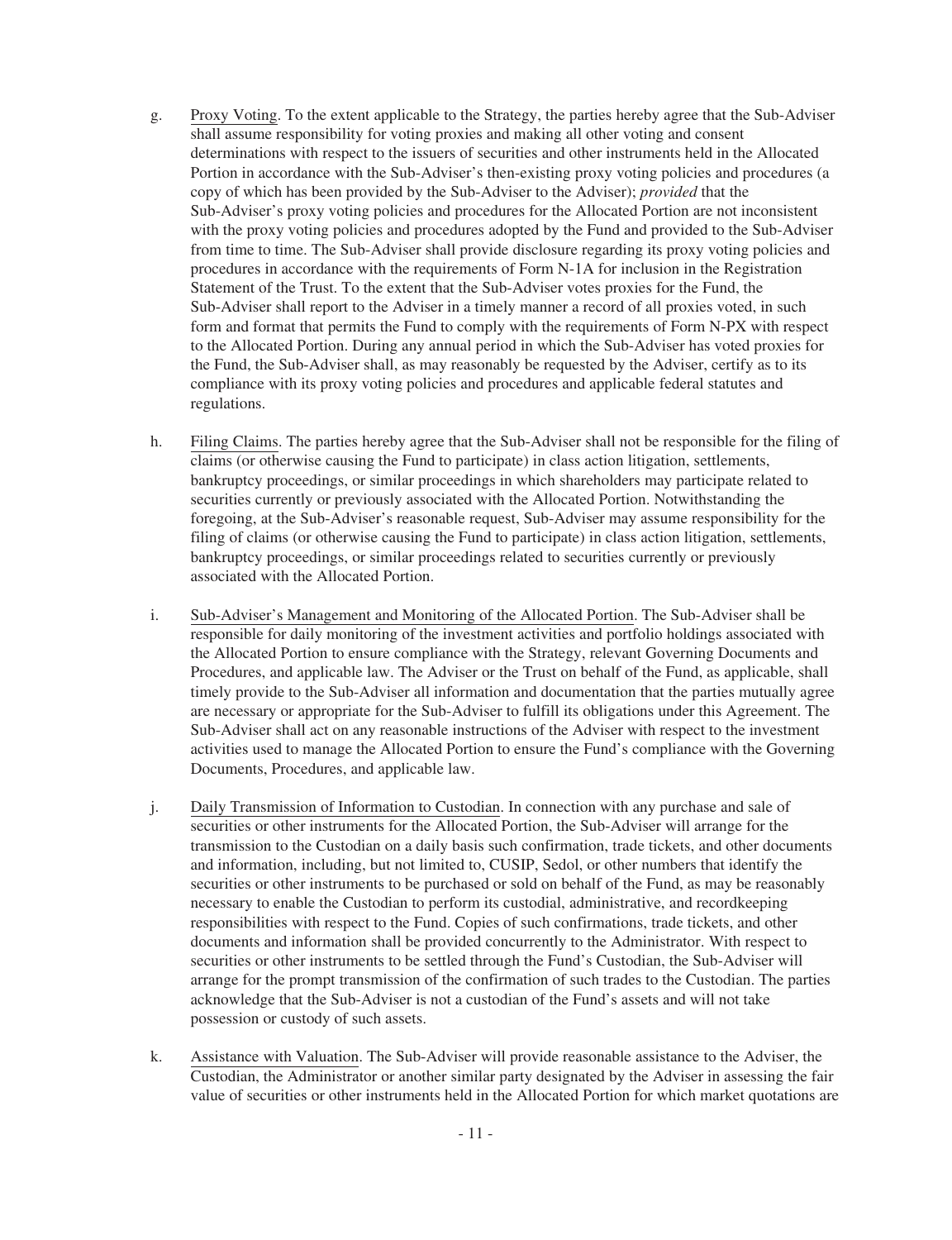g. Proxy Voting. To the extent applicable to the Strategy, the parties hereby agree that the Sub-Adviser shall assume responsibility for voting proxies and making all other voting and consent determinations with respect to the issuers of securities and other instruments held in the Allocated Portion in accordance with the Sub-Adviser's then-existing proxy voting policies and procedures (a copy of which has been provided by the Sub-Adviser to the Adviser); *provided* that the Sub-Adviser's proxy voting policies and procedures for the Allocated Portion are not inconsistent with the proxy voting policies and procedures adopted by the Fund and provided to the Sub-Adviser from time to time. The Sub-Adviser shall provide disclosure regarding its proxy voting policies and procedures in accordance with the requirements of Form N-1A for inclusion in the Registration Statement of the Trust. To the extent that the Sub-Adviser votes proxies for the Fund, the Sub-Adviser shall report to the Adviser in a timely manner a record of all proxies voted, in such form and format that permits the Fund to comply with the requirements of Form N-PX with respect to the Allocated Portion. During any annual period in which the Sub-Adviser has voted proxies for the Fund, the Sub-Adviser shall, as may reasonably be requested by the Adviser, certify as to its compliance with its proxy voting policies and procedures and applicable federal statutes and regulations.

h. Filing Claims. The parties hereby agree that the Sub-Adviser shall not be responsible for the filing of claims (or otherwise causing the Fund to participate) in class action litigation, settlements, bankruptcy proceedings, or similar proceedings in which shareholders may participate related to securities currently or previously associated with the Allocated Portion. Notwithstanding the foregoing, at the Sub-Adviser's reasonable request, Sub-Adviser may assume responsibility for the filing of claims (or otherwise causing the Fund to participate) in class action litigation, settlements, bankruptcy proceedings, or similar proceedings related to securities currently or previously associated with the Allocated Portion.

i. Sub-Adviser's Management and Monitoring of the Allocated Portion. The Sub-Adviser shall be responsible for daily monitoring of the investment activities and portfolio holdings associated with the Allocated Portion to ensure compliance with the Strategy, relevant Governing Documents and Procedures, and applicable law. The Adviser or the Trust on behalf of the Fund, as applicable, shall timely provide to the Sub-Adviser all information and documentation that the parties mutually agree are necessary or appropriate for the Sub-Adviser to fulfill its obligations under this Agreement. The Sub-Adviser shall act on any reasonable instructions of the Adviser with respect to the investment activities used to manage the Allocated Portion to ensure the Fund's compliance with the Governing Documents, Procedures, and applicable law.

j. Daily Transmission of Information to Custodian. In connection with any purchase and sale of securities or other instruments for the Allocated Portion, the Sub-Adviser will arrange for the transmission to the Custodian on a daily basis such confirmation, trade tickets, and other documents and information, including, but not limited to, CUSIP, Sedol, or other numbers that identify the securities or other instruments to be purchased or sold on behalf of the Fund, as may be reasonably necessary to enable the Custodian to perform its custodial, administrative, and recordkeeping responsibilities with respect to the Fund. Copies of such confirmations, trade tickets, and other documents and information shall be provided concurrently to the Administrator. With respect to securities or other instruments to be settled through the Fund's Custodian, the Sub-Adviser will arrange for the prompt transmission of the confirmation of such trades to the Custodian. The parties acknowledge that the Sub-Adviser is not a custodian of the Fund's assets and will not take possession or custody of such assets.

k. Assistance with Valuation. The Sub-Adviser will provide reasonable assistance to the Adviser, the Custodian, the Administrator or another similar party designated by the Adviser in assessing the fair value of securities or other instruments held in the Allocated Portion for which market quotations are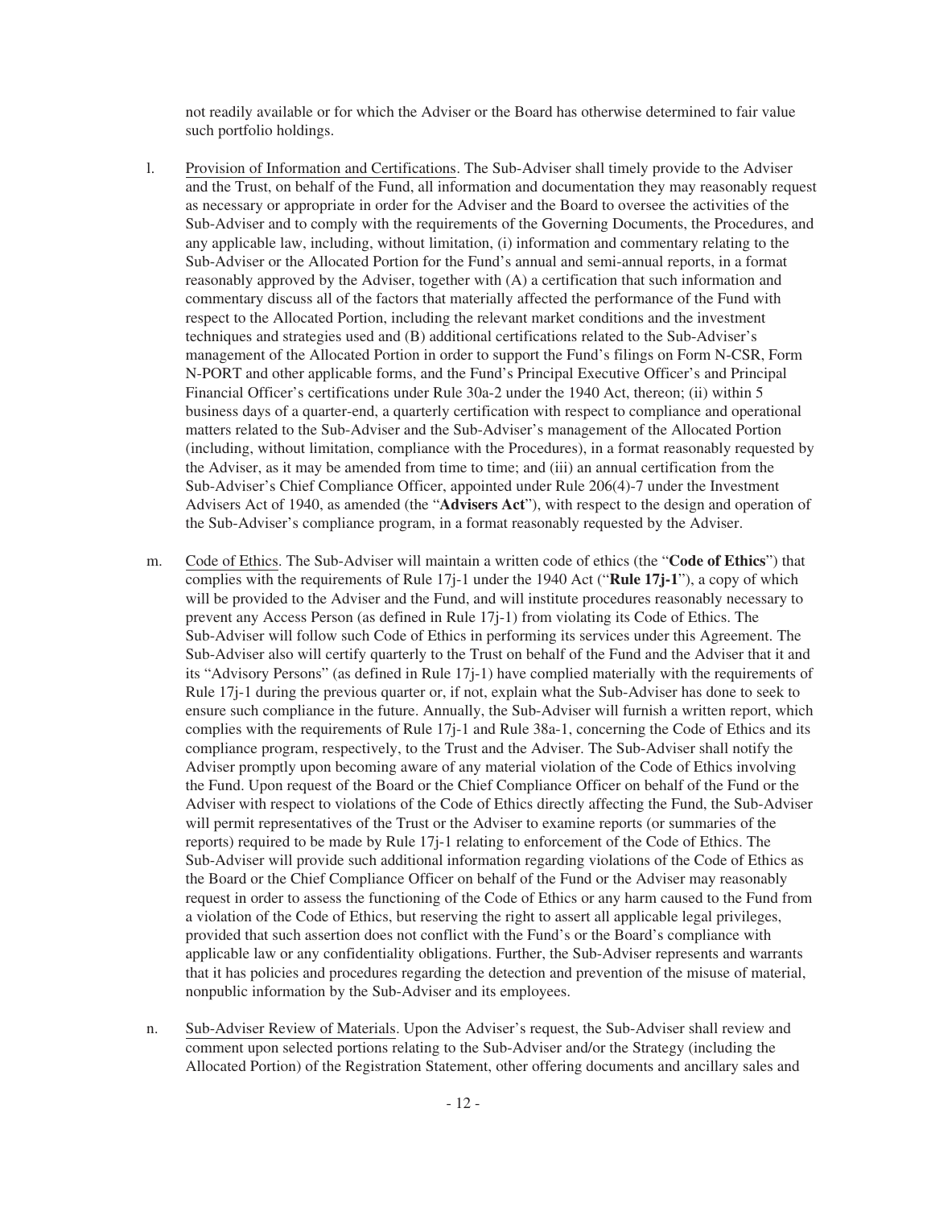not readily available or for which the Adviser or the Board has otherwise determined to fair value such portfolio holdings.

l. Provision of Information and Certifications. The Sub-Adviser shall timely provide to the Adviser and the Trust, on behalf of the Fund, all information and documentation they may reasonably request as necessary or appropriate in order for the Adviser and the Board to oversee the activities of the Sub-Adviser and to comply with the requirements of the Governing Documents, the Procedures, and any applicable law, including, without limitation, (i) information and commentary relating to the Sub-Adviser or the Allocated Portion for the Fund's annual and semi-annual reports, in a format reasonably approved by the Adviser, together with (A) a certification that such information and commentary discuss all of the factors that materially affected the performance of the Fund with respect to the Allocated Portion, including the relevant market conditions and the investment techniques and strategies used and (B) additional certifications related to the Sub-Adviser's management of the Allocated Portion in order to support the Fund's filings on Form N-CSR, Form N-PORT and other applicable forms, and the Fund's Principal Executive Officer's and Principal Financial Officer's certifications under Rule 30a-2 under the 1940 Act, thereon; (ii) within 5 business days of a quarter-end, a quarterly certification with respect to compliance and operational matters related to the Sub-Adviser and the Sub-Adviser's management of the Allocated Portion (including, without limitation, compliance with the Procedures), in a format reasonably requested by the Adviser, as it may be amended from time to time; and (iii) an annual certification from the Sub-Adviser's Chief Compliance Officer, appointed under Rule 206(4)-7 under the Investment Advisers Act of 1940, as amended (the "**Advisers Act**"), with respect to the design and operation of the Sub-Adviser's compliance program, in a format reasonably requested by the Adviser.

m. Code of Ethics. The Sub-Adviser will maintain a written code of ethics (the "**Code of Ethics**") that complies with the requirements of Rule 17j-1 under the 1940 Act ("**Rule 17j-1**"), a copy of which will be provided to the Adviser and the Fund, and will institute procedures reasonably necessary to prevent any Access Person (as defined in Rule 17j-1) from violating its Code of Ethics. The Sub-Adviser will follow such Code of Ethics in performing its services under this Agreement. The Sub-Adviser also will certify quarterly to the Trust on behalf of the Fund and the Adviser that it and its "Advisory Persons" (as defined in Rule 17j-1) have complied materially with the requirements of Rule 17j-1 during the previous quarter or, if not, explain what the Sub-Adviser has done to seek to ensure such compliance in the future. Annually, the Sub-Adviser will furnish a written report, which complies with the requirements of Rule 17j-1 and Rule 38a-1, concerning the Code of Ethics and its compliance program, respectively, to the Trust and the Adviser. The Sub-Adviser shall notify the Adviser promptly upon becoming aware of any material violation of the Code of Ethics involving the Fund. Upon request of the Board or the Chief Compliance Officer on behalf of the Fund or the Adviser with respect to violations of the Code of Ethics directly affecting the Fund, the Sub-Adviser will permit representatives of the Trust or the Adviser to examine reports (or summaries of the reports) required to be made by Rule 17j-1 relating to enforcement of the Code of Ethics. The Sub-Adviser will provide such additional information regarding violations of the Code of Ethics as the Board or the Chief Compliance Officer on behalf of the Fund or the Adviser may reasonably request in order to assess the functioning of the Code of Ethics or any harm caused to the Fund from a violation of the Code of Ethics, but reserving the right to assert all applicable legal privileges, provided that such assertion does not conflict with the Fund's or the Board's compliance with applicable law or any confidentiality obligations. Further, the Sub-Adviser represents and warrants that it has policies and procedures regarding the detection and prevention of the misuse of material, nonpublic information by the Sub-Adviser and its employees.

n. Sub-Adviser Review of Materials. Upon the Adviser's request, the Sub-Adviser shall review and comment upon selected portions relating to the Sub-Adviser and/or the Strategy (including the Allocated Portion) of the Registration Statement, other offering documents and ancillary sales and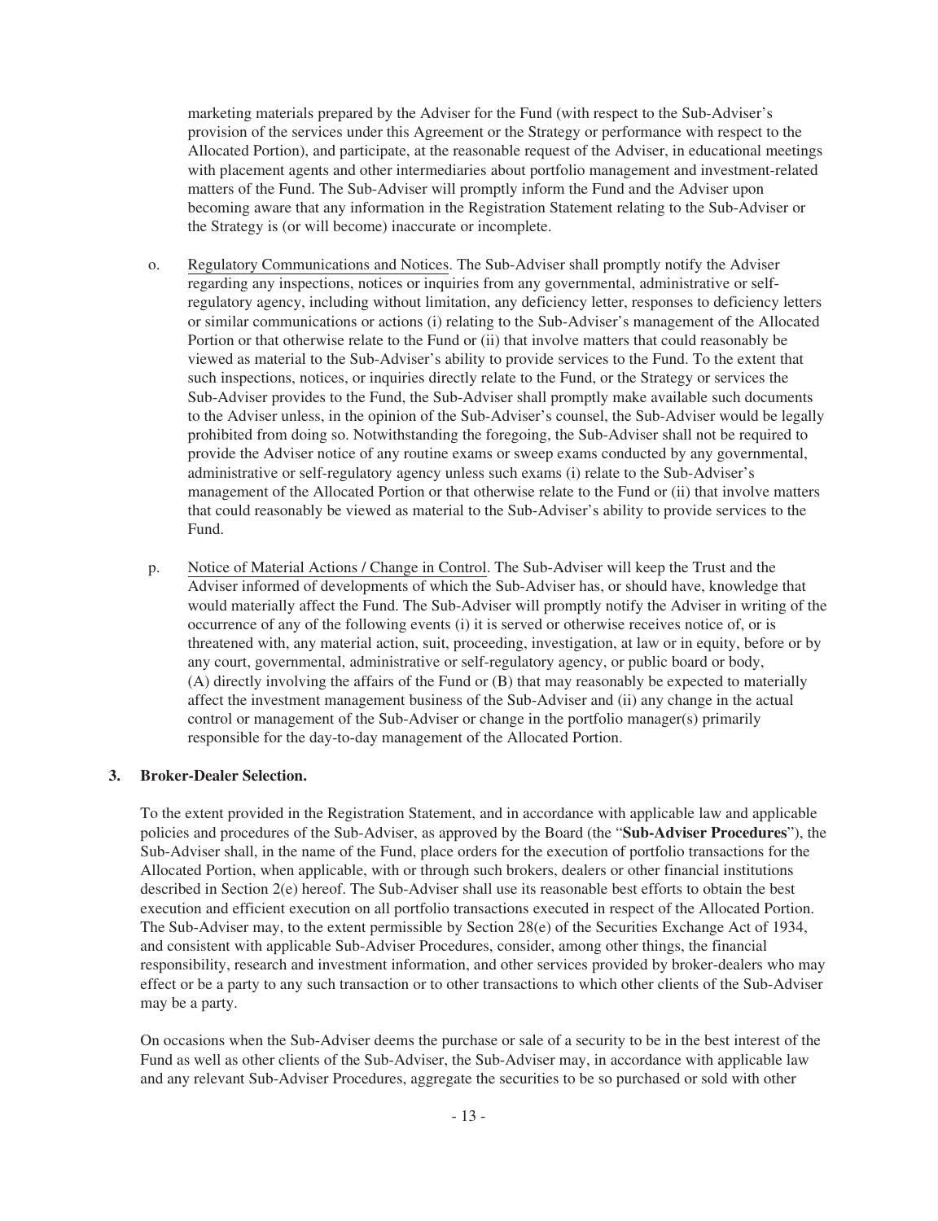marketing materials prepared by the Adviser for the Fund (with respect to the Sub-Adviser's provision of the services under this Agreement or the Strategy or performance with respect to the Allocated Portion), and participate, at the reasonable request of the Adviser, in educational meetings with placement agents and other intermediaries about portfolio management and investment-related matters of the Fund. The Sub-Adviser will promptly inform the Fund and the Adviser upon becoming aware that any information in the Registration Statement relating to the Sub-Adviser or the Strategy is (or will become) inaccurate or incomplete.

o. Regulatory Communications and Notices. The Sub-Adviser shall promptly notify the Adviser regarding any inspections, notices or inquiries from any governmental, administrative or self-regulatory agency, including without limitation, any deficiency letter, responses to deficiency letters or similar communications or actions (i) relating to the Sub-Adviser's management of the Allocated Portion or that otherwise relate to the Fund or (ii) that involve matters that could reasonably be viewed as material to the Sub-Adviser's ability to provide services to the Fund. To the extent that such inspections, notices, or inquiries directly relate to the Fund, or the Strategy or services the Sub-Adviser provides to the Fund, the Sub-Adviser shall promptly make available such documents to the Adviser unless, in the opinion of the Sub-Adviser's counsel, the Sub-Adviser would be legally prohibited from doing so. Notwithstanding the foregoing, the Sub-Adviser shall not be required to provide the Adviser notice of any routine exams or sweep exams conducted by any governmental, administrative or self-regulatory agency unless such exams (i) relate to the Sub-Adviser's management of the Allocated Portion or that otherwise relate to the Fund or (ii) that involve matters that could reasonably be viewed as material to the Sub-Adviser's ability to provide services to the Fund.

p. Notice of Material Actions / Change in Control. The Sub-Adviser will keep the Trust and the Adviser informed of developments of which the Sub-Adviser has, or should have, knowledge that would materially affect the Fund. The Sub-Adviser will promptly notify the Adviser in writing of the occurrence of any of the following events (i) it is served or otherwise receives notice of, or is threatened with, any material action, suit, proceeding, investigation, at law or in equity, before or by any court, governmental, administrative or self-regulatory agency, or public board or body, (A) directly involving the affairs of the Fund or (B) that may reasonably be expected to materially affect the investment management business of the Sub-Adviser and (ii) any change in the actual control or management of the Sub-Adviser or change in the portfolio manager(s) primarily responsible for the day-to-day management of the Allocated Portion.

**3. Broker-Dealer Selection.**

To the extent provided in the Registration Statement, and in accordance with applicable law and applicable policies and procedures of the Sub-Adviser, as approved by the Board (the "**Sub-Adviser Procedures**"), the Sub-Adviser shall, in the name of the Fund, place orders for the execution of portfolio transactions for the Allocated Portion, when applicable, with or through such brokers, dealers or other financial institutions described in Section 2(e) hereof. The Sub-Adviser shall use its reasonable best efforts to obtain the best execution and efficient execution on all portfolio transactions executed in respect of the Allocated Portion. The Sub-Adviser may, to the extent permissible by Section 28(e) of the Securities Exchange Act of 1934, and consistent with applicable Sub-Adviser Procedures, consider, among other things, the financial responsibility, research and investment information, and other services provided by broker-dealers who may effect or be a party to any such transaction or to other transactions to which other clients of the Sub-Adviser may be a party.

On occasions when the Sub-Adviser deems the purchase or sale of a security to be in the best interest of the Fund as well as other clients of the Sub-Adviser, the Sub-Adviser may, in accordance with applicable law and any relevant Sub-Adviser Procedures, aggregate the securities to be so purchased or sold with other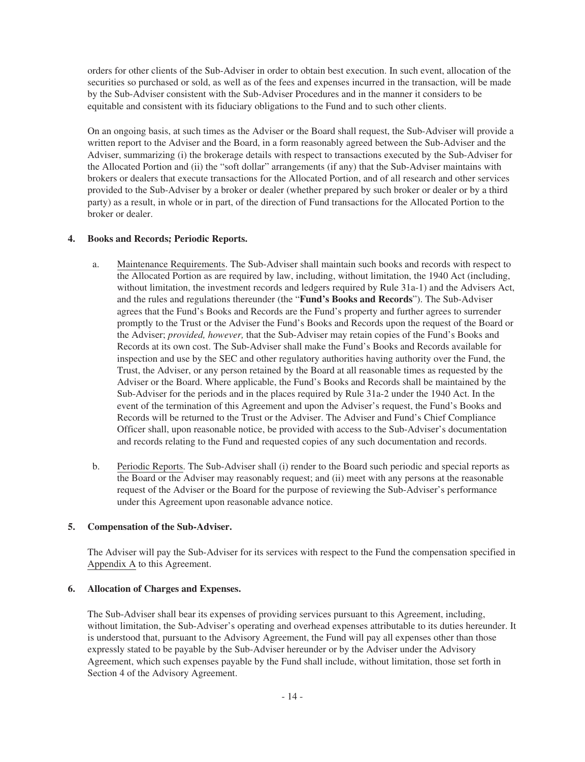orders for other clients of the Sub-Adviser in order to obtain best execution. In such event, allocation of the securities so purchased or sold, as well as of the fees and expenses incurred in the transaction, will be made by the Sub-Adviser consistent with the Sub-Adviser Procedures and in the manner it considers to be equitable and consistent with its fiduciary obligations to the Fund and to such other clients.

On an ongoing basis, at such times as the Adviser or the Board shall request, the Sub-Adviser will provide a written report to the Adviser and the Board, in a form reasonably agreed between the Sub-Adviser and the Adviser, summarizing (i) the brokerage details with respect to transactions executed by the Sub-Adviser for the Allocated Portion and (ii) the "soft dollar" arrangements (if any) that the Sub-Adviser maintains with brokers or dealers that execute transactions for the Allocated Portion, and of all research and other services provided to the Sub-Adviser by a broker or dealer (whether prepared by such broker or dealer or by a third party) as a result, in whole or in part, of the direction of Fund transactions for the Allocated Portion to the broker or dealer.

**4. Books and Records; Periodic Reports.**

a. Maintenance Requirements. The Sub-Adviser shall maintain such books and records with respect to the Allocated Portion as are required by law, including, without limitation, the 1940 Act (including, without limitation, the investment records and ledgers required by Rule 31a-1) and the Advisers Act, and the rules and regulations thereunder (the "**Fund's Books and Records**"). The Sub-Adviser agrees that the Fund's Books and Records are the Fund's property and further agrees to surrender promptly to the Trust or the Adviser the Fund's Books and Records upon the request of the Board or the Adviser; *provided, however,* that the Sub-Adviser may retain copies of the Fund's Books and Records at its own cost. The Sub-Adviser shall make the Fund's Books and Records available for inspection and use by the SEC and other regulatory authorities having authority over the Fund, the Trust, the Adviser, or any person retained by the Board at all reasonable times as requested by the Adviser or the Board. Where applicable, the Fund's Books and Records shall be maintained by the Sub-Adviser for the periods and in the places required by Rule 31a-2 under the 1940 Act. In the event of the termination of this Agreement and upon the Adviser's request, the Fund's Books and Records will be returned to the Trust or the Adviser. The Adviser and Fund's Chief Compliance Officer shall, upon reasonable notice, be provided with access to the Sub-Adviser's documentation and records relating to the Fund and requested copies of any such documentation and records.

b. Periodic Reports. The Sub-Adviser shall (i) render to the Board such periodic and special reports as the Board or the Adviser may reasonably request; and (ii) meet with any persons at the reasonable request of the Adviser or the Board for the purpose of reviewing the Sub-Adviser's performance under this Agreement upon reasonable advance notice.

**5. Compensation of the Sub-Adviser.**

The Adviser will pay the Sub-Adviser for its services with respect to the Fund the compensation specified in Appendix A to this Agreement.

**6. Allocation of Charges and Expenses.**

The Sub-Adviser shall bear its expenses of providing services pursuant to this Agreement, including, without limitation, the Sub-Adviser's operating and overhead expenses attributable to its duties hereunder. It is understood that, pursuant to the Advisory Agreement, the Fund will pay all expenses other than those expressly stated to be payable by the Sub-Adviser hereunder or by the Adviser under the Advisory Agreement, which such expenses payable by the Fund shall include, without limitation, those set forth in Section 4 of the Advisory Agreement.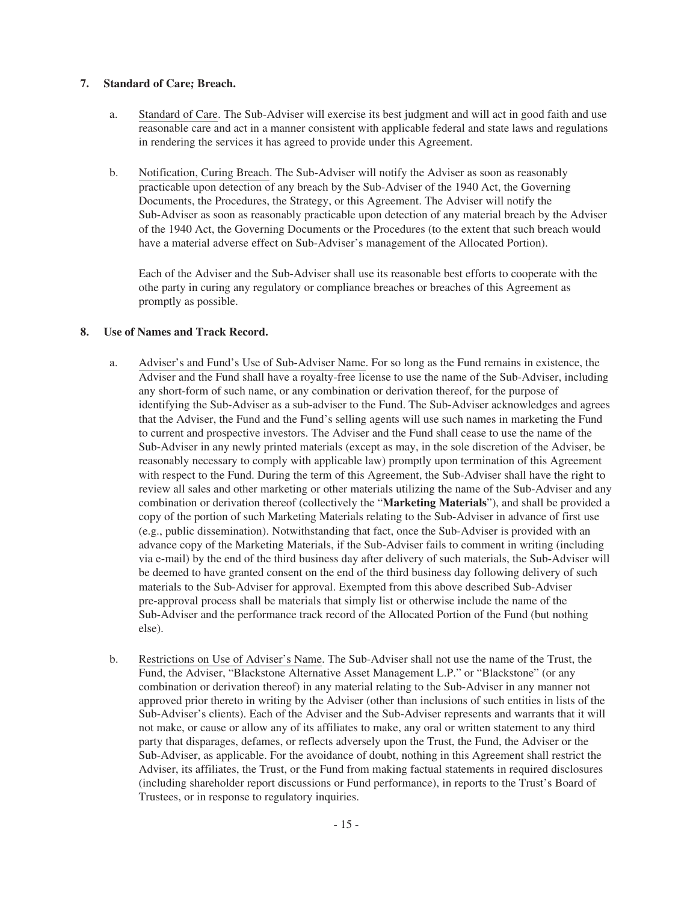**7. Standard of Care; Breach.**

a. Standard of Care. The Sub-Adviser will exercise its best judgment and will act in good faith and use reasonable care and act in a manner consistent with applicable federal and state laws and regulations in rendering the services it has agreed to provide under this Agreement.

b. Notification, Curing Breach. The Sub-Adviser will notify the Adviser as soon as reasonably practicable upon detection of any breach by the Sub-Adviser of the 1940 Act, the Governing Documents, the Procedures, the Strategy, or this Agreement. The Adviser will notify the Sub-Adviser as soon as reasonably practicable upon detection of any material breach by the Adviser of the 1940 Act, the Governing Documents or the Procedures (to the extent that such breach would have a material adverse effect on Sub-Adviser's management of the Allocated Portion).

Each of the Adviser and the Sub-Adviser shall use its reasonable best efforts to cooperate with the othe party in curing any regulatory or compliance breaches or breaches of this Agreement as promptly as possible.

**8. Use of Names and Track Record.**

a. Adviser's and Fund's Use of Sub-Adviser Name. For so long as the Fund remains in existence, the Adviser and the Fund shall have a royalty-free license to use the name of the Sub-Adviser, including any short-form of such name, or any combination or derivation thereof, for the purpose of identifying the Sub-Adviser as a sub-adviser to the Fund. The Sub-Adviser acknowledges and agrees that the Adviser, the Fund and the Fund's selling agents will use such names in marketing the Fund to current and prospective investors. The Adviser and the Fund shall cease to use the name of the Sub-Adviser in any newly printed materials (except as may, in the sole discretion of the Adviser, be reasonably necessary to comply with applicable law) promptly upon termination of this Agreement with respect to the Fund. During the term of this Agreement, the Sub-Adviser shall have the right to review all sales and other marketing or other materials utilizing the name of the Sub-Adviser and any combination or derivation thereof (collectively the "**Marketing Materials**"), and shall be provided a copy of the portion of such Marketing Materials relating to the Sub-Adviser in advance of first use (e.g., public dissemination). Notwithstanding that fact, once the Sub-Adviser is provided with an advance copy of the Marketing Materials, if the Sub-Adviser fails to comment in writing (including via e-mail) by the end of the third business day after delivery of such materials, the Sub-Adviser will be deemed to have granted consent on the end of the third business day following delivery of such materials to the Sub-Adviser for approval. Exempted from this above described Sub-Adviser pre-approval process shall be materials that simply list or otherwise include the name of the Sub-Adviser and the performance track record of the Allocated Portion of the Fund (but nothing else).

b. Restrictions on Use of Adviser's Name. The Sub-Adviser shall not use the name of the Trust, the Fund, the Adviser, "Blackstone Alternative Asset Management L.P." or "Blackstone" (or any combination or derivation thereof) in any material relating to the Sub-Adviser in any manner not approved prior thereto in writing by the Adviser (other than inclusions of such entities in lists of the Sub-Adviser's clients). Each of the Adviser and the Sub-Adviser represents and warrants that it will not make, or cause or allow any of its affiliates to make, any oral or written statement to any third party that disparages, defames, or reflects adversely upon the Trust, the Fund, the Adviser or the Sub-Adviser, as applicable. For the avoidance of doubt, nothing in this Agreement shall restrict the Adviser, its affiliates, the Trust, or the Fund from making factual statements in required disclosures (including shareholder report discussions or Fund performance), in reports to the Trust's Board of Trustees, or in response to regulatory inquiries.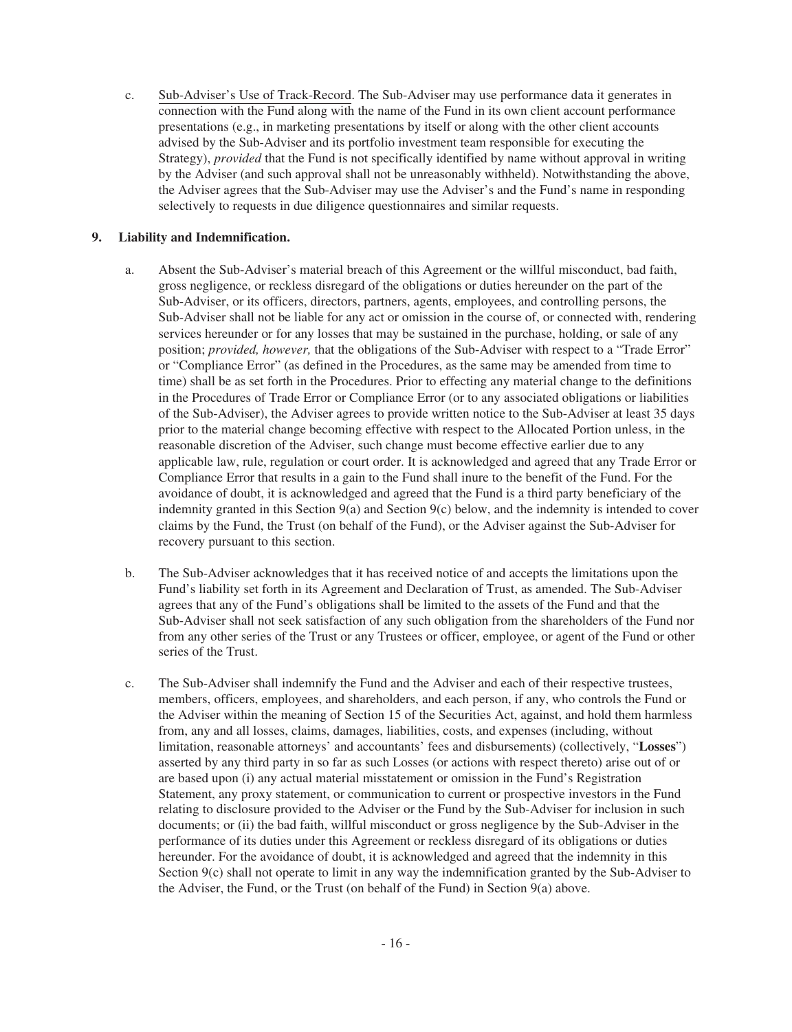c. Sub-Adviser's Use of Track-Record. The Sub-Adviser may use performance data it generates in connection with the Fund along with the name of the Fund in its own client account performance presentations (e.g., in marketing presentations by itself or along with the other client accounts advised by the Sub-Adviser and its portfolio investment team responsible for executing the Strategy), *provided* that the Fund is not specifically identified by name without approval in writing by the Adviser (and such approval shall not be unreasonably withheld). Notwithstanding the above, the Adviser agrees that the Sub-Adviser may use the Adviser's and the Fund's name in responding selectively to requests in due diligence questionnaires and similar requests.

**9. Liability and Indemnification.**

a. Absent the Sub-Adviser's material breach of this Agreement or the willful misconduct, bad faith, gross negligence, or reckless disregard of the obligations or duties hereunder on the part of the Sub-Adviser, or its officers, directors, partners, agents, employees, and controlling persons, the Sub-Adviser shall not be liable for any act or omission in the course of, or connected with, rendering services hereunder or for any losses that may be sustained in the purchase, holding, or sale of any position; *provided, however,* that the obligations of the Sub-Adviser with respect to a "Trade Error" or "Compliance Error" (as defined in the Procedures, as the same may be amended from time to time) shall be as set forth in the Procedures. Prior to effecting any material change to the definitions in the Procedures of Trade Error or Compliance Error (or to any associated obligations or liabilities of the Sub-Adviser), the Adviser agrees to provide written notice to the Sub-Adviser at least 35 days prior to the material change becoming effective with respect to the Allocated Portion unless, in the reasonable discretion of the Adviser, such change must become effective earlier due to any applicable law, rule, regulation or court order. It is acknowledged and agreed that any Trade Error or Compliance Error that results in a gain to the Fund shall inure to the benefit of the Fund. For the avoidance of doubt, it is acknowledged and agreed that the Fund is a third party beneficiary of the indemnity granted in this Section 9(a) and Section 9(c) below, and the indemnity is intended to cover claims by the Fund, the Trust (on behalf of the Fund), or the Adviser against the Sub-Adviser for recovery pursuant to this section.

b. The Sub-Adviser acknowledges that it has received notice of and accepts the limitations upon the Fund's liability set forth in its Agreement and Declaration of Trust, as amended. The Sub-Adviser agrees that any of the Fund's obligations shall be limited to the assets of the Fund and that the Sub-Adviser shall not seek satisfaction of any such obligation from the shareholders of the Fund nor from any other series of the Trust or any Trustees or officer, employee, or agent of the Fund or other series of the Trust.

c. The Sub-Adviser shall indemnify the Fund and the Adviser and each of their respective trustees, members, officers, employees, and shareholders, and each person, if any, who controls the Fund or the Adviser within the meaning of Section 15 of the Securities Act, against, and hold them harmless from, any and all losses, claims, damages, liabilities, costs, and expenses (including, without limitation, reasonable attorneys' and accountants' fees and disbursements) (collectively, "**Losses**") asserted by any third party in so far as such Losses (or actions with respect thereto) arise out of or are based upon (i) any actual material misstatement or omission in the Fund's Registration Statement, any proxy statement, or communication to current or prospective investors in the Fund relating to disclosure provided to the Adviser or the Fund by the Sub-Adviser for inclusion in such documents; or (ii) the bad faith, willful misconduct or gross negligence by the Sub-Adviser in the performance of its duties under this Agreement or reckless disregard of its obligations or duties hereunder. For the avoidance of doubt, it is acknowledged and agreed that the indemnity in this Section 9(c) shall not operate to limit in any way the indemnification granted by the Sub-Adviser to the Adviser, the Fund, or the Trust (on behalf of the Fund) in Section 9(a) above.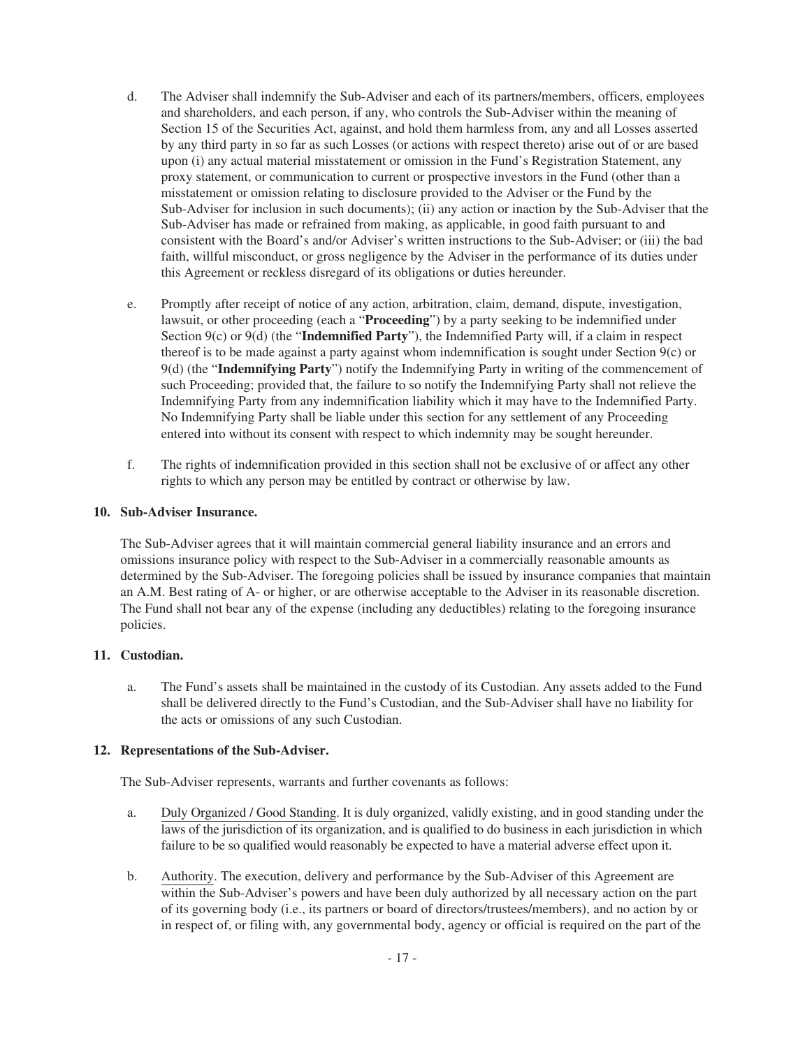d. The Adviser shall indemnify the Sub-Adviser and each of its partners/members, officers, employees and shareholders, and each person, if any, who controls the Sub-Adviser within the meaning of Section 15 of the Securities Act, against, and hold them harmless from, any and all Losses asserted by any third party in so far as such Losses (or actions with respect thereto) arise out of or are based upon (i) any actual material misstatement or omission in the Fund's Registration Statement, any proxy statement, or communication to current or prospective investors in the Fund (other than a misstatement or omission relating to disclosure provided to the Adviser or the Fund by the Sub-Adviser for inclusion in such documents); (ii) any action or inaction by the Sub-Adviser that the Sub-Adviser has made or refrained from making, as applicable, in good faith pursuant to and consistent with the Board's and/or Adviser's written instructions to the Sub-Adviser; or (iii) the bad faith, willful misconduct, or gross negligence by the Adviser in the performance of its duties under this Agreement or reckless disregard of its obligations or duties hereunder.

e. Promptly after receipt of notice of any action, arbitration, claim, demand, dispute, investigation, lawsuit, or other proceeding (each a "**Proceeding**") by a party seeking to be indemnified under Section 9(c) or 9(d) (the "**Indemnified Party**"), the Indemnified Party will, if a claim in respect thereof is to be made against a party against whom indemnification is sought under Section 9(c) or 9(d) (the "**Indemnifying Party**") notify the Indemnifying Party in writing of the commencement of such Proceeding; provided that, the failure to so notify the Indemnifying Party shall not relieve the Indemnifying Party from any indemnification liability which it may have to the Indemnified Party. No Indemnifying Party shall be liable under this section for any settlement of any Proceeding entered into without its consent with respect to which indemnity may be sought hereunder.

f. The rights of indemnification provided in this section shall not be exclusive of or affect any other rights to which any person may be entitled by contract or otherwise by law.

**10. Sub-Adviser Insurance.**

The Sub-Adviser agrees that it will maintain commercial general liability insurance and an errors and omissions insurance policy with respect to the Sub-Adviser in a commercially reasonable amounts as determined by the Sub-Adviser. The foregoing policies shall be issued by insurance companies that maintain an A.M. Best rating of A- or higher, or are otherwise acceptable to the Adviser in its reasonable discretion. The Fund shall not bear any of the expense (including any deductibles) relating to the foregoing insurance policies.

**11. Custodian.**

a. The Fund's assets shall be maintained in the custody of its Custodian. Any assets added to the Fund shall be delivered directly to the Fund's Custodian, and the Sub-Adviser shall have no liability for the acts or omissions of any such Custodian.

**12. Representations of the Sub-Adviser.**

The Sub-Adviser represents, warrants and further covenants as follows:

a. Duly Organized / Good Standing. It is duly organized, validly existing, and in good standing under the laws of the jurisdiction of its organization, and is qualified to do business in each jurisdiction in which failure to be so qualified would reasonably be expected to have a material adverse effect upon it.

b. Authority. The execution, delivery and performance by the Sub-Adviser of this Agreement are within the Sub-Adviser's powers and have been duly authorized by all necessary action on the part of its governing body (i.e., its partners or board of directors/trustees/members), and no action by or in respect of, or filing with, any governmental body, agency or official is required on the part of the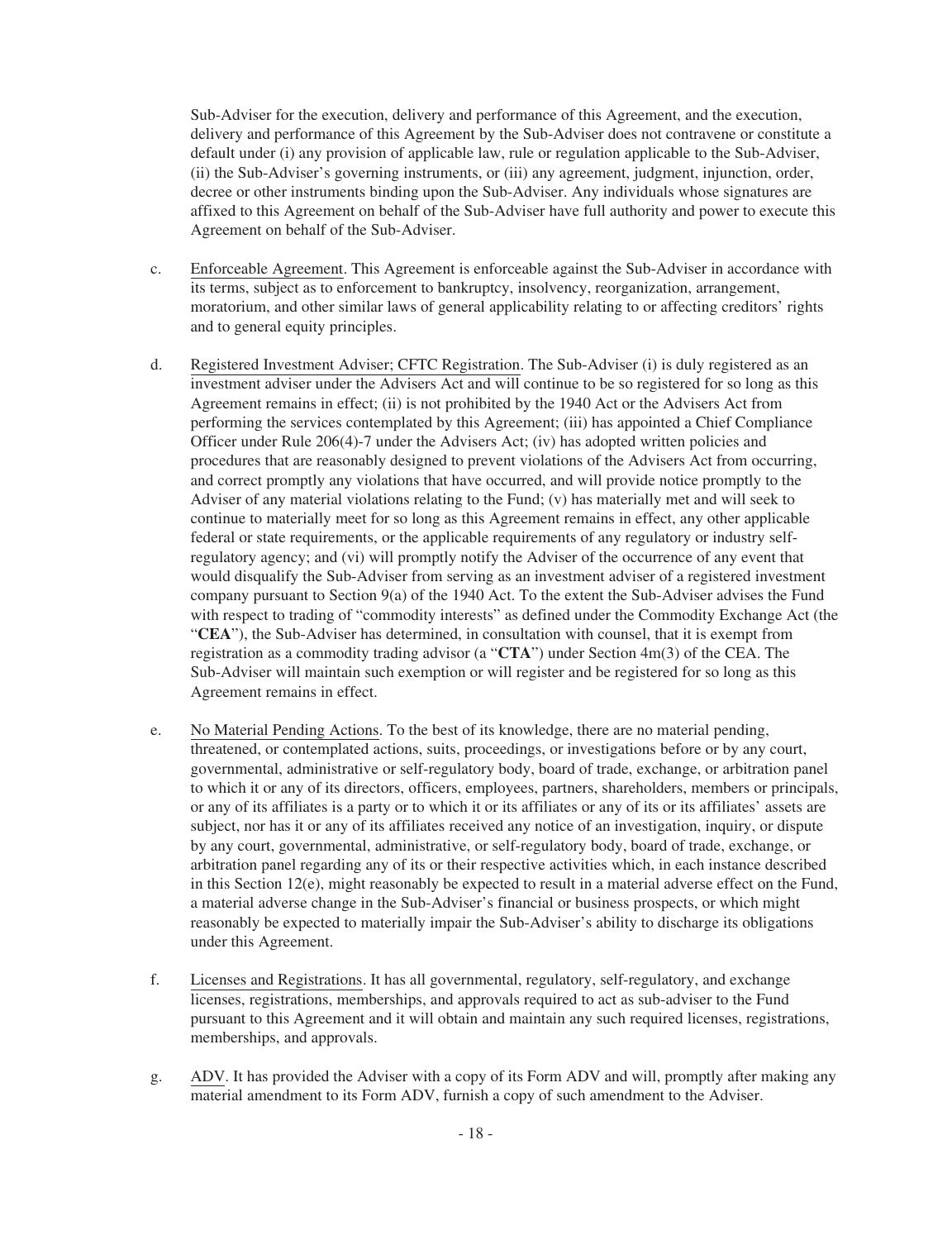Sub-Adviser for the execution, delivery and performance of this Agreement, and the execution, delivery and performance of this Agreement by the Sub-Adviser does not contravene or constitute a default under (i) any provision of applicable law, rule or regulation applicable to the Sub-Adviser, (ii) the Sub-Adviser's governing instruments, or (iii) any agreement, judgment, injunction, order, decree or other instruments binding upon the Sub-Adviser. Any individuals whose signatures are affixed to this Agreement on behalf of the Sub-Adviser have full authority and power to execute this Agreement on behalf of the Sub-Adviser.

c. Enforceable Agreement. This Agreement is enforceable against the Sub-Adviser in accordance with its terms, subject as to enforcement to bankruptcy, insolvency, reorganization, arrangement, moratorium, and other similar laws of general applicability relating to or affecting creditors' rights and to general equity principles.

d. Registered Investment Adviser; CFTC Registration. The Sub-Adviser (i) is duly registered as an investment adviser under the Advisers Act and will continue to be so registered for so long as this Agreement remains in effect; (ii) is not prohibited by the 1940 Act or the Advisers Act from performing the services contemplated by this Agreement; (iii) has appointed a Chief Compliance Officer under Rule 206(4)-7 under the Advisers Act; (iv) has adopted written policies and procedures that are reasonably designed to prevent violations of the Advisers Act from occurring, and correct promptly any violations that have occurred, and will provide notice promptly to the Adviser of any material violations relating to the Fund; (v) has materially met and will seek to continue to materially meet for so long as this Agreement remains in effect, any other applicable federal or state requirements, or the applicable requirements of any regulatory or industry self-regulatory agency; and (vi) will promptly notify the Adviser of the occurrence of any event that would disqualify the Sub-Adviser from serving as an investment adviser of a registered investment company pursuant to Section 9(a) of the 1940 Act. To the extent the Sub-Adviser advises the Fund with respect to trading of "commodity interests" as defined under the Commodity Exchange Act (the "**CEA**"), the Sub-Adviser has determined, in consultation with counsel, that it is exempt from registration as a commodity trading advisor (a "**CTA**") under Section 4m(3) of the CEA. The Sub-Adviser will maintain such exemption or will register and be registered for so long as this Agreement remains in effect.

e. No Material Pending Actions. To the best of its knowledge, there are no material pending, threatened, or contemplated actions, suits, proceedings, or investigations before or by any court, governmental, administrative or self-regulatory body, board of trade, exchange, or arbitration panel to which it or any of its directors, officers, employees, partners, shareholders, members or principals, or any of its affiliates is a party or to which it or its affiliates or any of its or its affiliates' assets are subject, nor has it or any of its affiliates received any notice of an investigation, inquiry, or dispute by any court, governmental, administrative, or self-regulatory body, board of trade, exchange, or arbitration panel regarding any of its or their respective activities which, in each instance described in this Section 12(e), might reasonably be expected to result in a material adverse effect on the Fund, a material adverse change in the Sub-Adviser's financial or business prospects, or which might reasonably be expected to materially impair the Sub-Adviser's ability to discharge its obligations under this Agreement.

f. Licenses and Registrations. It has all governmental, regulatory, self-regulatory, and exchange licenses, registrations, memberships, and approvals required to act as sub-adviser to the Fund pursuant to this Agreement and it will obtain and maintain any such required licenses, registrations, memberships, and approvals.

g. ADV. It has provided the Adviser with a copy of its Form ADV and will, promptly after making any material amendment to its Form ADV, furnish a copy of such amendment to the Adviser.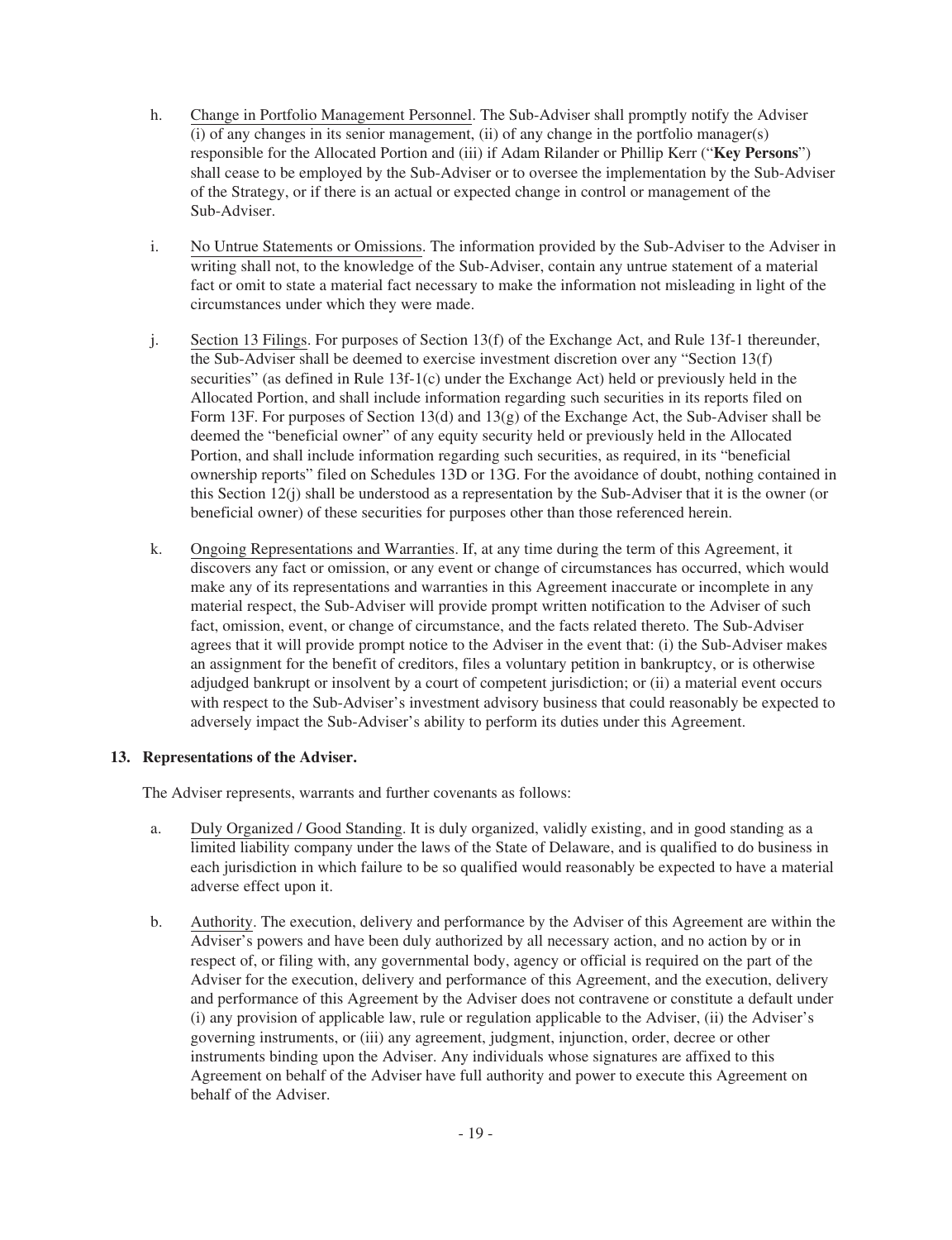h. Change in Portfolio Management Personnel. The Sub-Adviser shall promptly notify the Adviser (i) of any changes in its senior management, (ii) of any change in the portfolio manager(s) responsible for the Allocated Portion and (iii) if Adam Rilander or Phillip Kerr ("**Key Persons**") shall cease to be employed by the Sub-Adviser or to oversee the implementation by the Sub-Adviser of the Strategy, or if there is an actual or expected change in control or management of the Sub-Adviser.

i. No Untrue Statements or Omissions. The information provided by the Sub-Adviser to the Adviser in writing shall not, to the knowledge of the Sub-Adviser, contain any untrue statement of a material fact or omit to state a material fact necessary to make the information not misleading in light of the circumstances under which they were made.

j. Section 13 Filings. For purposes of Section 13(f) of the Exchange Act, and Rule 13f-1 thereunder, the Sub-Adviser shall be deemed to exercise investment discretion over any "Section 13(f) securities" (as defined in Rule 13f-1(c) under the Exchange Act) held or previously held in the Allocated Portion, and shall include information regarding such securities in its reports filed on Form 13F. For purposes of Section 13(d) and 13(g) of the Exchange Act, the Sub-Adviser shall be deemed the "beneficial owner" of any equity security held or previously held in the Allocated Portion, and shall include information regarding such securities, as required, in its "beneficial ownership reports" filed on Schedules 13D or 13G. For the avoidance of doubt, nothing contained in this Section 12(j) shall be understood as a representation by the Sub-Adviser that it is the owner (or beneficial owner) of these securities for purposes other than those referenced herein.

k. Ongoing Representations and Warranties. If, at any time during the term of this Agreement, it discovers any fact or omission, or any event or change of circumstances has occurred, which would make any of its representations and warranties in this Agreement inaccurate or incomplete in any material respect, the Sub-Adviser will provide prompt written notification to the Adviser of such fact, omission, event, or change of circumstance, and the facts related thereto. The Sub-Adviser agrees that it will provide prompt notice to the Adviser in the event that: (i) the Sub-Adviser makes an assignment for the benefit of creditors, files a voluntary petition in bankruptcy, or is otherwise adjudged bankrupt or insolvent by a court of competent jurisdiction; or (ii) a material event occurs with respect to the Sub-Adviser's investment advisory business that could reasonably be expected to adversely impact the Sub-Adviser's ability to perform its duties under this Agreement.

**13. Representations of the Adviser.**

The Adviser represents, warrants and further covenants as follows:

a. Duly Organized / Good Standing. It is duly organized, validly existing, and in good standing as a limited liability company under the laws of the State of Delaware, and is qualified to do business in each jurisdiction in which failure to be so qualified would reasonably be expected to have a material adverse effect upon it.

b. Authority. The execution, delivery and performance by the Adviser of this Agreement are within the Adviser's powers and have been duly authorized by all necessary action, and no action by or in respect of, or filing with, any governmental body, agency or official is required on the part of the Adviser for the execution, delivery and performance of this Agreement, and the execution, delivery and performance of this Agreement by the Adviser does not contravene or constitute a default under (i) any provision of applicable law, rule or regulation applicable to the Adviser, (ii) the Adviser's governing instruments, or (iii) any agreement, judgment, injunction, order, decree or other instruments binding upon the Adviser. Any individuals whose signatures are affixed to this Agreement on behalf of the Adviser have full authority and power to execute this Agreement on behalf of the Adviser.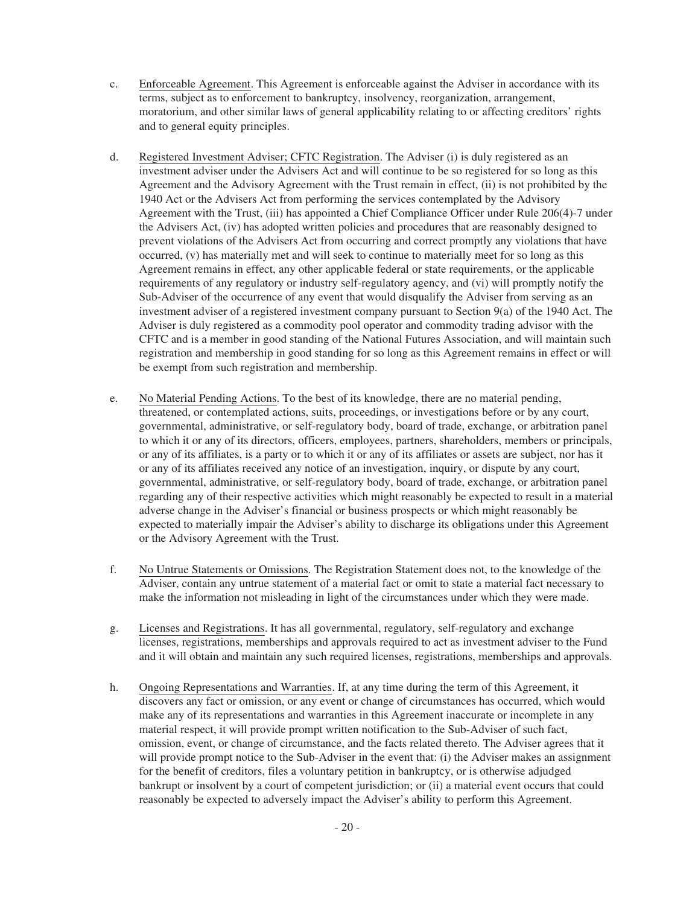c. Enforceable Agreement. This Agreement is enforceable against the Adviser in accordance with its terms, subject as to enforcement to bankruptcy, insolvency, reorganization, arrangement, moratorium, and other similar laws of general applicability relating to or affecting creditors' rights and to general equity principles.

d. Registered Investment Adviser; CFTC Registration. The Adviser (i) is duly registered as an investment adviser under the Advisers Act and will continue to be so registered for so long as this Agreement and the Advisory Agreement with the Trust remain in effect, (ii) is not prohibited by the 1940 Act or the Advisers Act from performing the services contemplated by the Advisory Agreement with the Trust, (iii) has appointed a Chief Compliance Officer under Rule 206(4)-7 under the Advisers Act, (iv) has adopted written policies and procedures that are reasonably designed to prevent violations of the Advisers Act from occurring and correct promptly any violations that have occurred, (v) has materially met and will seek to continue to materially meet for so long as this Agreement remains in effect, any other applicable federal or state requirements, or the applicable requirements of any regulatory or industry self-regulatory agency, and (vi) will promptly notify the Sub-Adviser of the occurrence of any event that would disqualify the Adviser from serving as an investment adviser of a registered investment company pursuant to Section 9(a) of the 1940 Act. The Adviser is duly registered as a commodity pool operator and commodity trading advisor with the CFTC and is a member in good standing of the National Futures Association, and will maintain such registration and membership in good standing for so long as this Agreement remains in effect or will be exempt from such registration and membership.

e. No Material Pending Actions. To the best of its knowledge, there are no material pending, threatened, or contemplated actions, suits, proceedings, or investigations before or by any court, governmental, administrative, or self-regulatory body, board of trade, exchange, or arbitration panel to which it or any of its directors, officers, employees, partners, shareholders, members or principals, or any of its affiliates, is a party or to which it or any of its affiliates or assets are subject, nor has it or any of its affiliates received any notice of an investigation, inquiry, or dispute by any court, governmental, administrative, or self-regulatory body, board of trade, exchange, or arbitration panel regarding any of their respective activities which might reasonably be expected to result in a material adverse change in the Adviser's financial or business prospects or which might reasonably be expected to materially impair the Adviser's ability to discharge its obligations under this Agreement or the Advisory Agreement with the Trust.

f. No Untrue Statements or Omissions. The Registration Statement does not, to the knowledge of the Adviser, contain any untrue statement of a material fact or omit to state a material fact necessary to make the information not misleading in light of the circumstances under which they were made.

g. Licenses and Registrations. It has all governmental, regulatory, self-regulatory and exchange licenses, registrations, memberships and approvals required to act as investment adviser to the Fund and it will obtain and maintain any such required licenses, registrations, memberships and approvals.

h. Ongoing Representations and Warranties. If, at any time during the term of this Agreement, it discovers any fact or omission, or any event or change of circumstances has occurred, which would make any of its representations and warranties in this Agreement inaccurate or incomplete in any material respect, it will provide prompt written notification to the Sub-Adviser of such fact, omission, event, or change of circumstance, and the facts related thereto. The Adviser agrees that it will provide prompt notice to the Sub-Adviser in the event that: (i) the Adviser makes an assignment for the benefit of creditors, files a voluntary petition in bankruptcy, or is otherwise adjudged bankrupt or insolvent by a court of competent jurisdiction; or (ii) a material event occurs that could reasonably be expected to adversely impact the Adviser's ability to perform this Agreement.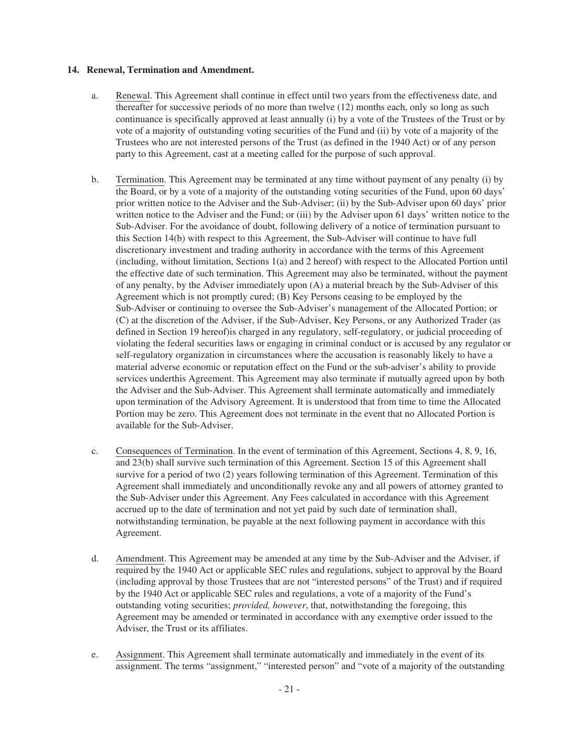**14. Renewal, Termination and Amendment.**

a. Renewal. This Agreement shall continue in effect until two years from the effectiveness date, and thereafter for successive periods of no more than twelve (12) months each, only so long as such continuance is specifically approved at least annually (i) by a vote of the Trustees of the Trust or by vote of a majority of outstanding voting securities of the Fund and (ii) by vote of a majority of the Trustees who are not interested persons of the Trust (as defined in the 1940 Act) or of any person party to this Agreement, cast at a meeting called for the purpose of such approval.

b. Termination. This Agreement may be terminated at any time without payment of any penalty (i) by the Board, or by a vote of a majority of the outstanding voting securities of the Fund, upon 60 days' prior written notice to the Adviser and the Sub-Adviser; (ii) by the Sub-Adviser upon 60 days' prior written notice to the Adviser and the Fund; or (iii) by the Adviser upon 61 days' written notice to the Sub-Adviser. For the avoidance of doubt, following delivery of a notice of termination pursuant to this Section 14(b) with respect to this Agreement, the Sub-Adviser will continue to have full discretionary investment and trading authority in accordance with the terms of this Agreement (including, without limitation, Sections 1(a) and 2 hereof) with respect to the Allocated Portion until the effective date of such termination. This Agreement may also be terminated, without the payment of any penalty, by the Adviser immediately upon (A) a material breach by the Sub-Adviser of this Agreement which is not promptly cured; (B) Key Persons ceasing to be employed by the Sub-Adviser or continuing to oversee the Sub-Adviser's management of the Allocated Portion; or (C) at the discretion of the Adviser, if the Sub-Adviser, Key Persons, or any Authorized Trader (as defined in Section 19 hereof)is charged in any regulatory, self-regulatory, or judicial proceeding of violating the federal securities laws or engaging in criminal conduct or is accused by any regulator or self-regulatory organization in circumstances where the accusation is reasonably likely to have a material adverse economic or reputation effect on the Fund or the sub-adviser's ability to provide services underthis Agreement. This Agreement may also terminate if mutually agreed upon by both the Adviser and the Sub-Adviser. This Agreement shall terminate automatically and immediately upon termination of the Advisory Agreement. It is understood that from time to time the Allocated Portion may be zero. This Agreement does not terminate in the event that no Allocated Portion is available for the Sub-Adviser.

c. Consequences of Termination. In the event of termination of this Agreement, Sections 4, 8, 9, 16, and 23(b) shall survive such termination of this Agreement. Section 15 of this Agreement shall survive for a period of two (2) years following termination of this Agreement. Termination of this Agreement shall immediately and unconditionally revoke any and all powers of attorney granted to the Sub-Adviser under this Agreement. Any Fees calculated in accordance with this Agreement accrued up to the date of termination and not yet paid by such date of termination shall, notwithstanding termination, be payable at the next following payment in accordance with this Agreement.

d. Amendment. This Agreement may be amended at any time by the Sub-Adviser and the Adviser, if required by the 1940 Act or applicable SEC rules and regulations, subject to approval by the Board (including approval by those Trustees that are not "interested persons" of the Trust) and if required by the 1940 Act or applicable SEC rules and regulations, a vote of a majority of the Fund's outstanding voting securities; *provided, however*, that, notwithstanding the foregoing, this Agreement may be amended or terminated in accordance with any exemptive order issued to the Adviser, the Trust or its affiliates.

e. Assignment. This Agreement shall terminate automatically and immediately in the event of its assignment. The terms "assignment," "interested person" and "vote of a majority of the outstanding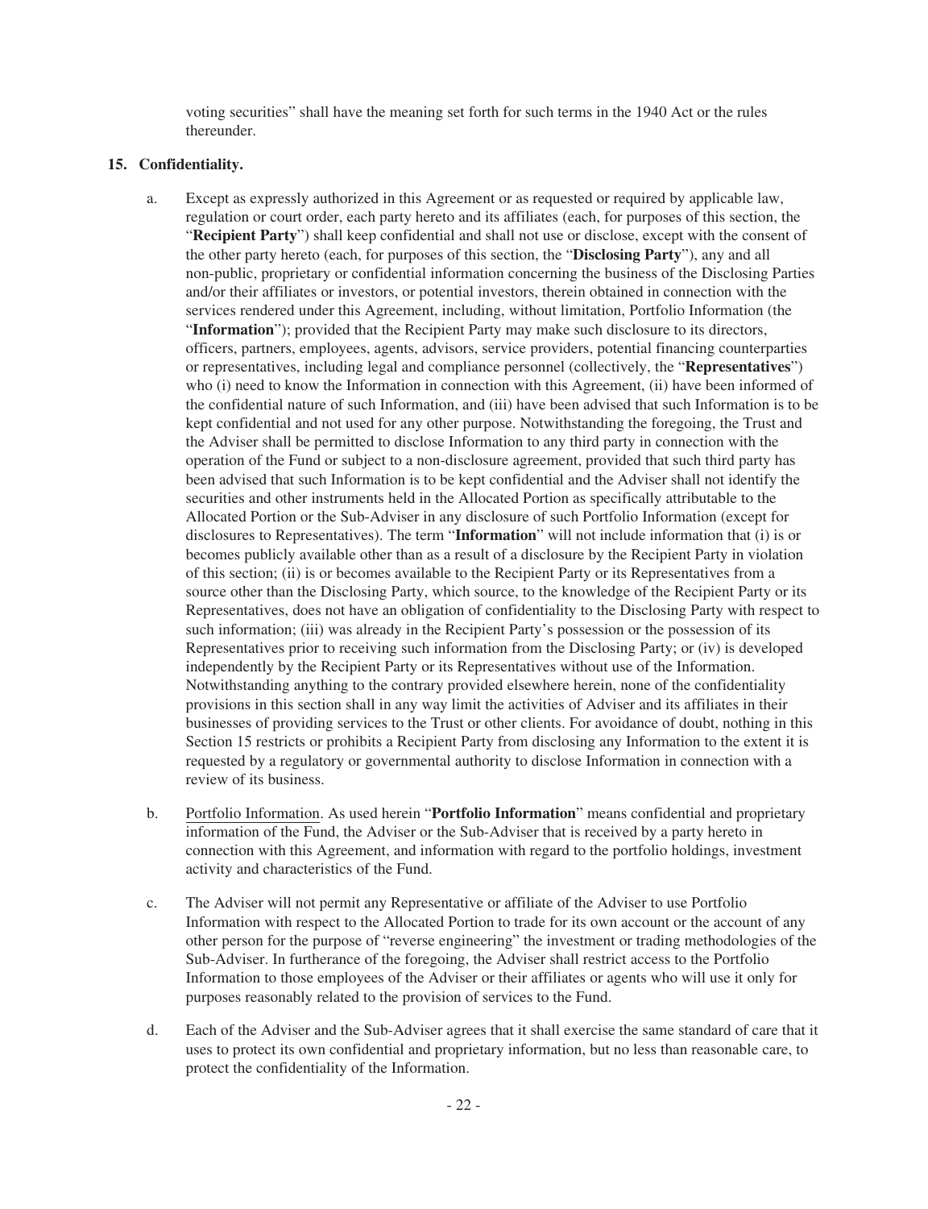voting securities" shall have the meaning set forth for such terms in the 1940 Act or the rules thereunder.

**15. Confidentiality.**

a. Except as expressly authorized in this Agreement or as requested or required by applicable law, regulation or court order, each party hereto and its affiliates (each, for purposes of this section, the "**Recipient Party**") shall keep confidential and shall not use or disclose, except with the consent of the other party hereto (each, for purposes of this section, the "**Disclosing Party**"), any and all non-public, proprietary or confidential information concerning the business of the Disclosing Parties and/or their affiliates or investors, or potential investors, therein obtained in connection with the services rendered under this Agreement, including, without limitation, Portfolio Information (the "**Information**"); provided that the Recipient Party may make such disclosure to its directors, officers, partners, employees, agents, advisors, service providers, potential financing counterparties or representatives, including legal and compliance personnel (collectively, the "**Representatives**") who (i) need to know the Information in connection with this Agreement, (ii) have been informed of the confidential nature of such Information, and (iii) have been advised that such Information is to be kept confidential and not used for any other purpose. Notwithstanding the foregoing, the Trust and the Adviser shall be permitted to disclose Information to any third party in connection with the operation of the Fund or subject to a non-disclosure agreement, provided that such third party has been advised that such Information is to be kept confidential and the Adviser shall not identify the securities and other instruments held in the Allocated Portion as specifically attributable to the Allocated Portion or the Sub-Adviser in any disclosure of such Portfolio Information (except for disclosures to Representatives). The term "**Information**" will not include information that (i) is or becomes publicly available other than as a result of a disclosure by the Recipient Party in violation of this section; (ii) is or becomes available to the Recipient Party or its Representatives from a source other than the Disclosing Party, which source, to the knowledge of the Recipient Party or its Representatives, does not have an obligation of confidentiality to the Disclosing Party with respect to such information; (iii) was already in the Recipient Party's possession or the possession of its Representatives prior to receiving such information from the Disclosing Party; or (iv) is developed independently by the Recipient Party or its Representatives without use of the Information. Notwithstanding anything to the contrary provided elsewhere herein, none of the confidentiality provisions in this section shall in any way limit the activities of Adviser and its affiliates in their businesses of providing services to the Trust or other clients. For avoidance of doubt, nothing in this Section 15 restricts or prohibits a Recipient Party from disclosing any Information to the extent it is requested by a regulatory or governmental authority to disclose Information in connection with a review of its business.

b. Portfolio Information. As used herein "**Portfolio Information**" means confidential and proprietary information of the Fund, the Adviser or the Sub-Adviser that is received by a party hereto in connection with this Agreement, and information with regard to the portfolio holdings, investment activity and characteristics of the Fund.

c. The Adviser will not permit any Representative or affiliate of the Adviser to use Portfolio Information with respect to the Allocated Portion to trade for its own account or the account of any other person for the purpose of "reverse engineering" the investment or trading methodologies of the Sub-Adviser. In furtherance of the foregoing, the Adviser shall restrict access to the Portfolio Information to those employees of the Adviser or their affiliates or agents who will use it only for purposes reasonably related to the provision of services to the Fund.

d. Each of the Adviser and the Sub-Adviser agrees that it shall exercise the same standard of care that it uses to protect its own confidential and proprietary information, but no less than reasonable care, to protect the confidentiality of the Information.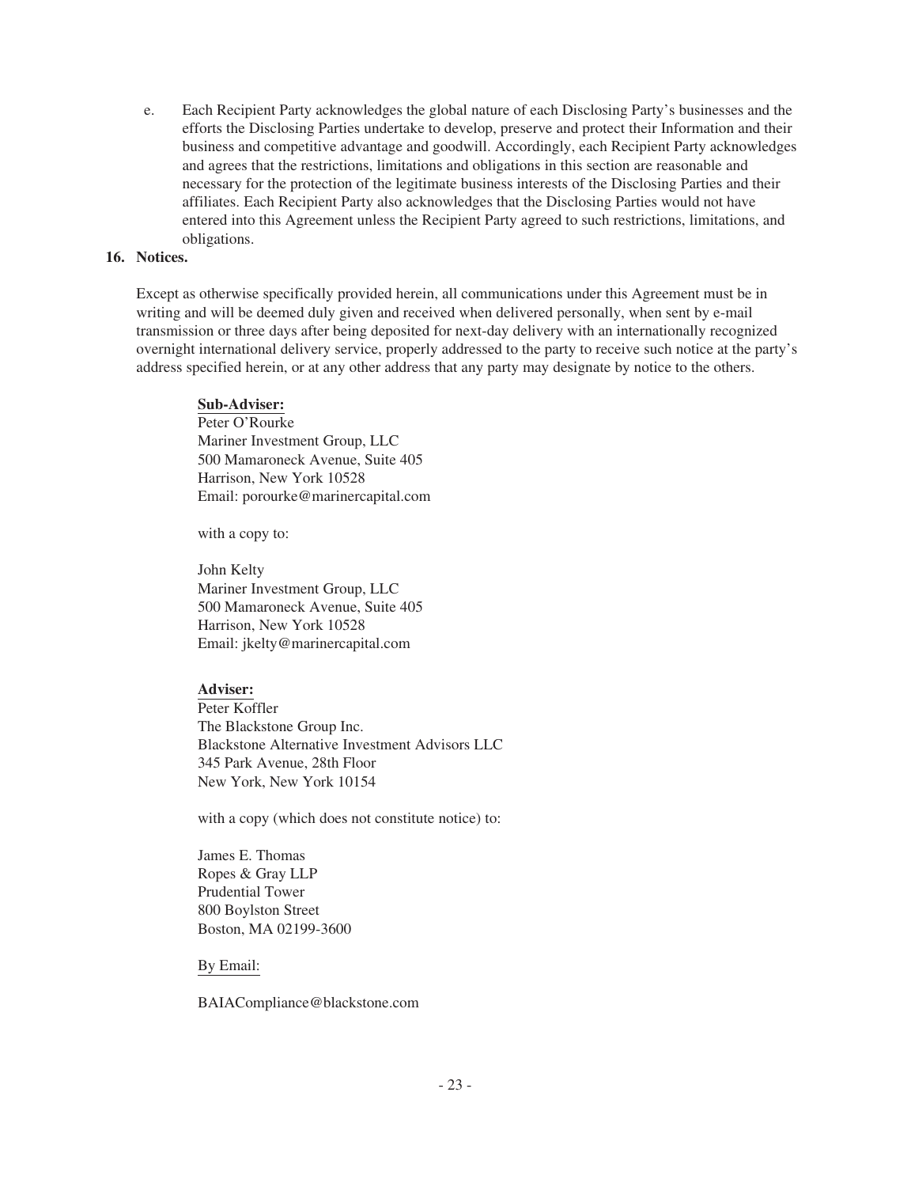e. Each Recipient Party acknowledges the global nature of each Disclosing Party's businesses and the efforts the Disclosing Parties undertake to develop, preserve and protect their Information and their business and competitive advantage and goodwill. Accordingly, each Recipient Party acknowledges and agrees that the restrictions, limitations and obligations in this section are reasonable and necessary for the protection of the legitimate business interests of the Disclosing Parties and their affiliates. Each Recipient Party also acknowledges that the Disclosing Parties would not have entered into this Agreement unless the Recipient Party agreed to such restrictions, limitations, and obligations.

**16. Notices.**

Except as otherwise specifically provided herein, all communications under this Agreement must be in writing and will be deemed duly given and received when delivered personally, when sent by e-mail transmission or three days after being deposited for next-day delivery with an internationally recognized overnight international delivery service, properly addressed to the party to receive such notice at the party's address specified herein, or at any other address that any party may designate by notice to the others.

**Sub-Adviser:**
Peter O'Rourke
Mariner Investment Group, LLC
500 Mamaroneck Avenue, Suite 405
Harrison, New York 10528
Email: porourke@marinercapital.com

with a copy to:

John Kelty
Mariner Investment Group, LLC
500 Mamaroneck Avenue, Suite 405
Harrison, New York 10528
Email: jkelty@marinercapital.com

**Adviser:**
Peter Koffler
The Blackstone Group Inc.
Blackstone Alternative Investment Advisors LLC
345 Park Avenue, 28th Floor
New York, New York 10154

with a copy (which does not constitute notice) to:

James E. Thomas
Ropes & Gray LLP
Prudential Tower
800 Boylston Street
Boston, MA 02199-3600

By Email:

BAIACompliance@blackstone.com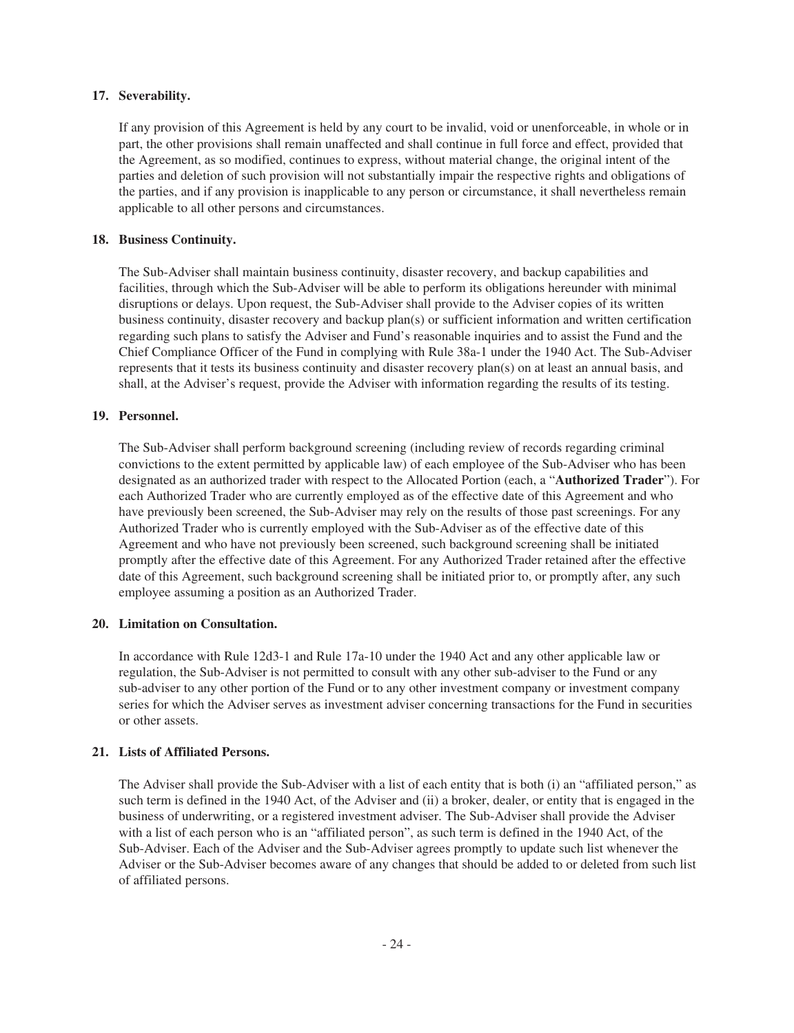**17. Severability.**

If any provision of this Agreement is held by any court to be invalid, void or unenforceable, in whole or in part, the other provisions shall remain unaffected and shall continue in full force and effect, provided that the Agreement, as so modified, continues to express, without material change, the original intent of the parties and deletion of such provision will not substantially impair the respective rights and obligations of the parties, and if any provision is inapplicable to any person or circumstance, it shall nevertheless remain applicable to all other persons and circumstances.

**18. Business Continuity.**

The Sub-Adviser shall maintain business continuity, disaster recovery, and backup capabilities and facilities, through which the Sub-Adviser will be able to perform its obligations hereunder with minimal disruptions or delays. Upon request, the Sub-Adviser shall provide to the Adviser copies of its written business continuity, disaster recovery and backup plan(s) or sufficient information and written certification regarding such plans to satisfy the Adviser and Fund's reasonable inquiries and to assist the Fund and the Chief Compliance Officer of the Fund in complying with Rule 38a-1 under the 1940 Act. The Sub-Adviser represents that it tests its business continuity and disaster recovery plan(s) on at least an annual basis, and shall, at the Adviser's request, provide the Adviser with information regarding the results of its testing.

**19. Personnel.**

The Sub-Adviser shall perform background screening (including review of records regarding criminal convictions to the extent permitted by applicable law) of each employee of the Sub-Adviser who has been designated as an authorized trader with respect to the Allocated Portion (each, a "**Authorized Trader**"). For each Authorized Trader who are currently employed as of the effective date of this Agreement and who have previously been screened, the Sub-Adviser may rely on the results of those past screenings. For any Authorized Trader who is currently employed with the Sub-Adviser as of the effective date of this Agreement and who have not previously been screened, such background screening shall be initiated promptly after the effective date of this Agreement. For any Authorized Trader retained after the effective date of this Agreement, such background screening shall be initiated prior to, or promptly after, any such employee assuming a position as an Authorized Trader.

**20. Limitation on Consultation.**

In accordance with Rule 12d3-1 and Rule 17a-10 under the 1940 Act and any other applicable law or regulation, the Sub-Adviser is not permitted to consult with any other sub-adviser to the Fund or any sub-adviser to any other portion of the Fund or to any other investment company or investment company series for which the Adviser serves as investment adviser concerning transactions for the Fund in securities or other assets.

**21. Lists of Affiliated Persons.**

The Adviser shall provide the Sub-Adviser with a list of each entity that is both (i) an "affiliated person," as such term is defined in the 1940 Act, of the Adviser and (ii) a broker, dealer, or entity that is engaged in the business of underwriting, or a registered investment adviser. The Sub-Adviser shall provide the Adviser with a list of each person who is an "affiliated person", as such term is defined in the 1940 Act, of the Sub-Adviser. Each of the Adviser and the Sub-Adviser agrees promptly to update such list whenever the Adviser or the Sub-Adviser becomes aware of any changes that should be added to or deleted from such list of affiliated persons.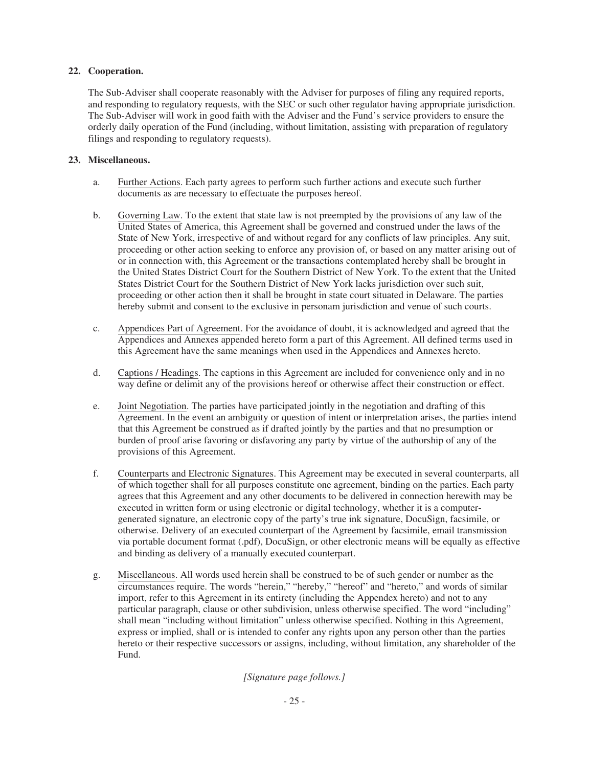**22. Cooperation.**

The Sub-Adviser shall cooperate reasonably with the Adviser for purposes of filing any required reports, and responding to regulatory requests, with the SEC or such other regulator having appropriate jurisdiction. The Sub-Adviser will work in good faith with the Adviser and the Fund's service providers to ensure the orderly daily operation of the Fund (including, without limitation, assisting with preparation of regulatory filings and responding to regulatory requests).

**23. Miscellaneous.**

a. Further Actions. Each party agrees to perform such further actions and execute such further documents as are necessary to effectuate the purposes hereof.

b. Governing Law. To the extent that state law is not preempted by the provisions of any law of the United States of America, this Agreement shall be governed and construed under the laws of the State of New York, irrespective of and without regard for any conflicts of law principles. Any suit, proceeding or other action seeking to enforce any provision of, or based on any matter arising out of or in connection with, this Agreement or the transactions contemplated hereby shall be brought in the United States District Court for the Southern District of New York. To the extent that the United States District Court for the Southern District of New York lacks jurisdiction over such suit, proceeding or other action then it shall be brought in state court situated in Delaware. The parties hereby submit and consent to the exclusive in personam jurisdiction and venue of such courts.

c. Appendices Part of Agreement. For the avoidance of doubt, it is acknowledged and agreed that the Appendices and Annexes appended hereto form a part of this Agreement. All defined terms used in this Agreement have the same meanings when used in the Appendices and Annexes hereto.

d. Captions / Headings. The captions in this Agreement are included for convenience only and in no way define or delimit any of the provisions hereof or otherwise affect their construction or effect.

e. Joint Negotiation. The parties have participated jointly in the negotiation and drafting of this Agreement. In the event an ambiguity or question of intent or interpretation arises, the parties intend that this Agreement be construed as if drafted jointly by the parties and that no presumption or burden of proof arise favoring or disfavoring any party by virtue of the authorship of any of the provisions of this Agreement.

f. Counterparts and Electronic Signatures. This Agreement may be executed in several counterparts, all of which together shall for all purposes constitute one agreement, binding on the parties. Each party agrees that this Agreement and any other documents to be delivered in connection herewith may be executed in written form or using electronic or digital technology, whether it is a computer-generated signature, an electronic copy of the party's true ink signature, DocuSign, facsimile, or otherwise. Delivery of an executed counterpart of the Agreement by facsimile, email transmission via portable document format (.pdf), DocuSign, or other electronic means will be equally as effective and binding as delivery of a manually executed counterpart.

g. Miscellaneous. All words used herein shall be construed to be of such gender or number as the circumstances require. The words "herein," "hereby," "hereof" and "hereto," and words of similar import, refer to this Agreement in its entirety (including the Appendex hereto) and not to any particular paragraph, clause or other subdivision, unless otherwise specified. The word "including" shall mean "including without limitation" unless otherwise specified. Nothing in this Agreement, express or implied, shall or is intended to confer any rights upon any person other than the parties hereto or their respective successors or assigns, including, without limitation, any shareholder of the Fund.

*[Signature page follows.]*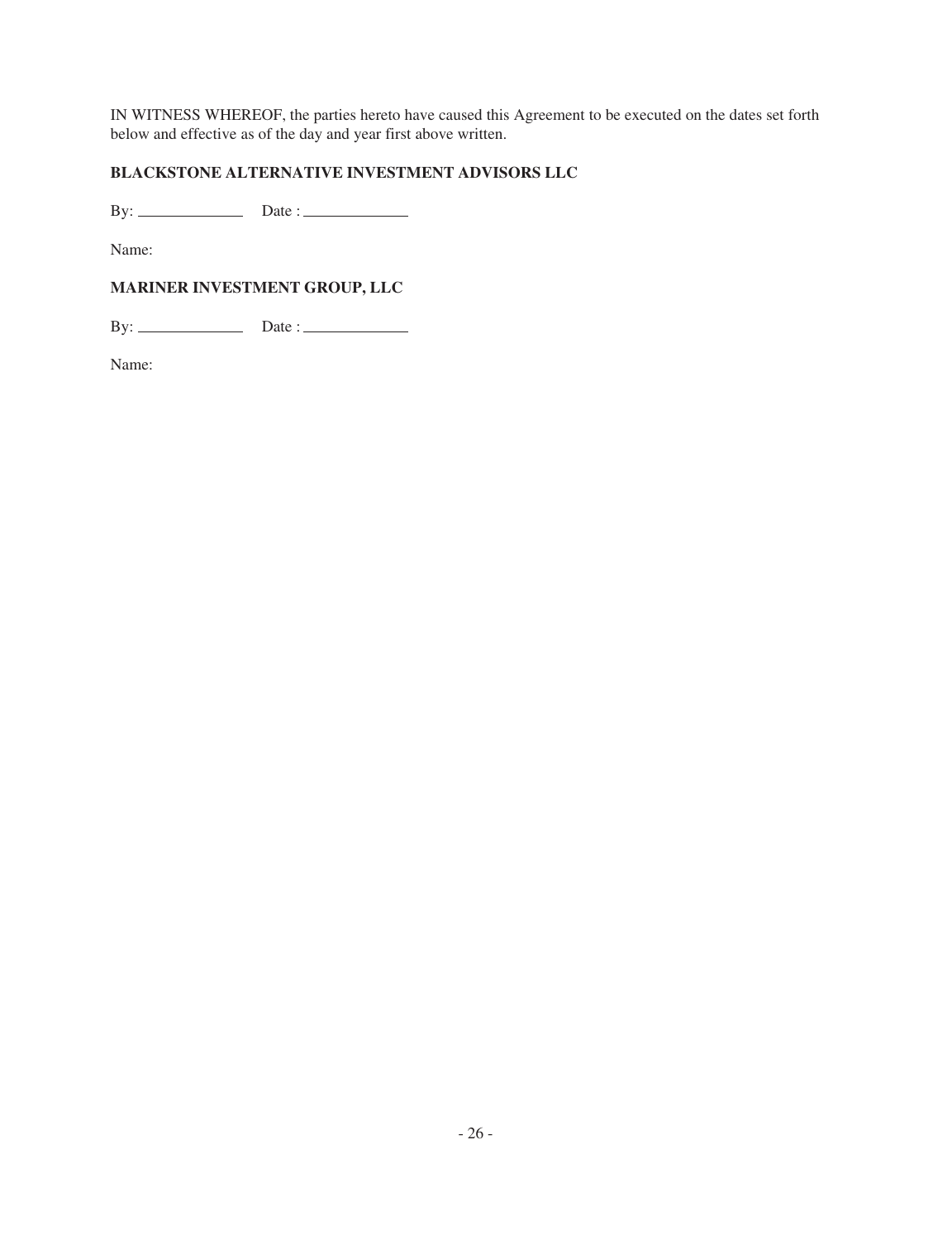IN WITNESS WHEREOF, the parties hereto have caused this Agreement to be executed on the dates set forth below and effective as of the day and year first above written.

**BLACKSTONE ALTERNATIVE INVESTMENT ADVISORS LLC**

By: ______________ Date : ______________

Name:

**MARINER INVESTMENT GROUP, LLC**

By: ______________ Date : ______________

Name: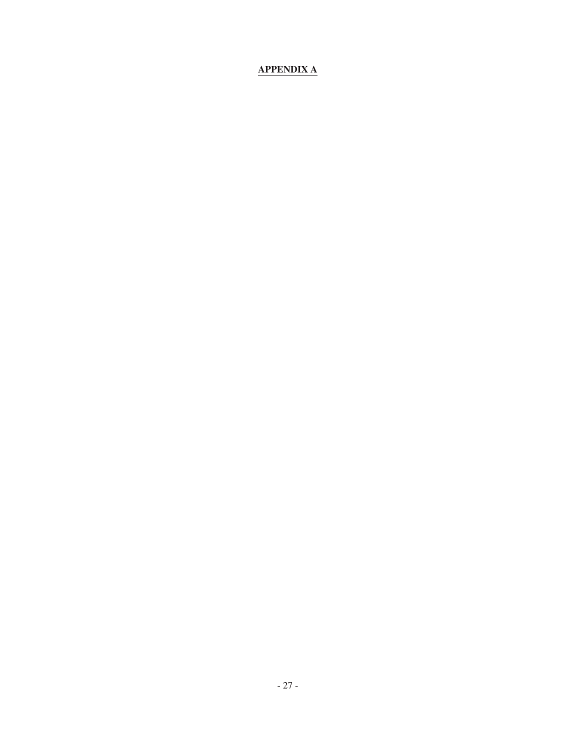**APPENDIX A**